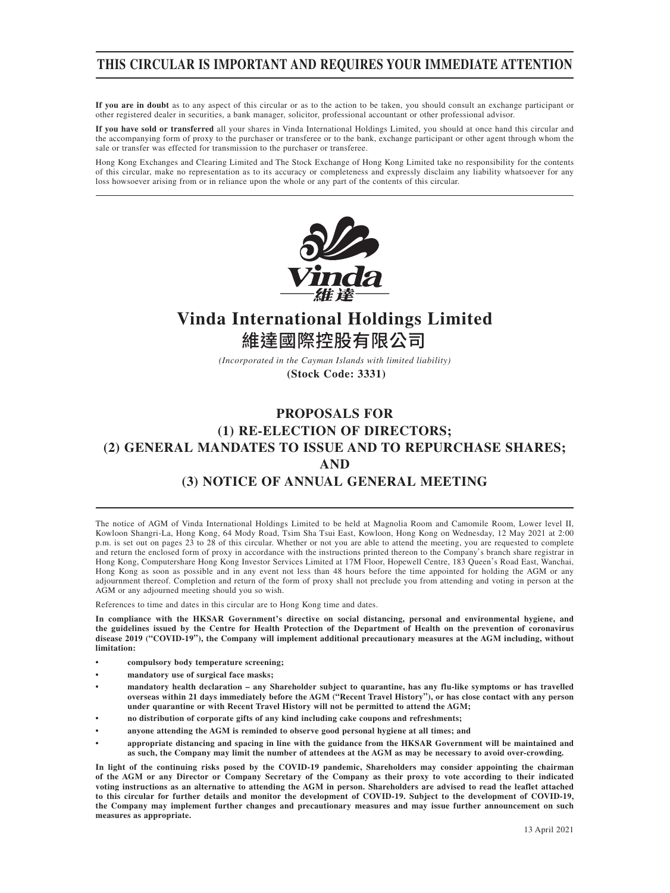# THIS CIRCULAR IS IMPORTANT AND REQUIRES YOUR IMMEDIATE ATTENTION

**If you are in doubt** as to any aspect of this circular or as to the action to be taken, you should consult an exchange participant or other registered dealer in securities, a bank manager, solicitor, professional accountant or other professional advisor.

**If you have sold or transferred** all your shares in Vinda International Holdings Limited, you should at once hand this circular and the accompanying form of proxy to the purchaser or transferee or to the bank, exchange participant or other agent through whom the sale or transfer was effected for transmission to the purchaser or transferee.

Hong Kong Exchanges and Clearing Limited and The Stock Exchange of Hong Kong Limited take no responsibility for the contents of this circular, make no representation as to its accuracy or completeness and expressly disclaim any liability whatsoever for any loss howsoever arising from or in reliance upon the whole or any part of the contents of this circular.

# Vinda International Holdings Limited
# 維達國際控股有限公司

*(Incorporated in the Cayman Islands with limited liability)*

**(Stock Code: 3331)**

## PROPOSALS FOR
## (1) RE-ELECTION OF DIRECTORS;
## (2) GENERAL MANDATES TO ISSUE AND TO REPURCHASE SHARES;
## AND
## (3) NOTICE OF ANNUAL GENERAL MEETING

The notice of AGM of Vinda International Holdings Limited to be held at Magnolia Room and Camomile Room, Lower level II, Kowloon Shangri-La, Hong Kong, 64 Mody Road, Tsim Sha Tsui East, Kowloon, Hong Kong on Wednesday, 12 May 2021 at 2:00 p.m. is set out on pages 23 to 28 of this circular. Whether or not you are able to attend the meeting, you are requested to complete and return the enclosed form of proxy in accordance with the instructions printed thereon to the Company's branch share registrar in Hong Kong, Computershare Hong Kong Investor Services Limited at 17M Floor, Hopewell Centre, 183 Queen's Road East, Wanchai, Hong Kong as soon as possible and in any event not less than 48 hours before the time appointed for holding the AGM or any adjournment thereof. Completion and return of the form of proxy shall not preclude you from attending and voting in person at the AGM or any adjourned meeting should you so wish.

References to time and dates in this circular are to Hong Kong time and dates.

**In compliance with the HKSAR Government's directive on social distancing, personal and environmental hygiene, and the guidelines issued by the Centre for Health Protection of the Department of Health on the prevention of coronavirus disease 2019 ("COVID-19"), the Company will implement additional precautionary measures at the AGM including, without limitation:**

- **compulsory body temperature screening;**
- **mandatory use of surgical face masks;**
- **mandatory health declaration – any Shareholder subject to quarantine, has any flu-like symptoms or has travelled overseas within 21 days immediately before the AGM ("Recent Travel History"), or has close contact with any person under quarantine or with Recent Travel History will not be permitted to attend the AGM;**
- **no distribution of corporate gifts of any kind including cake coupons and refreshments;**
- **anyone attending the AGM is reminded to observe good personal hygiene at all times; and**
- **appropriate distancing and spacing in line with the guidance from the HKSAR Government will be maintained and as such, the Company may limit the number of attendees at the AGM as may be necessary to avoid over-crowding.**

**In light of the continuing risks posed by the COVID-19 pandemic, Shareholders may consider appointing the chairman of the AGM or any Director or Company Secretary of the Company as their proxy to vote according to their indicated voting instructions as an alternative to attending the AGM in person. Shareholders are advised to read the leaflet attached to this circular for further details and monitor the development of COVID-19. Subject to the development of COVID-19, the Company may implement further changes and precautionary measures and may issue further announcement on such measures as appropriate.**

13 April 2021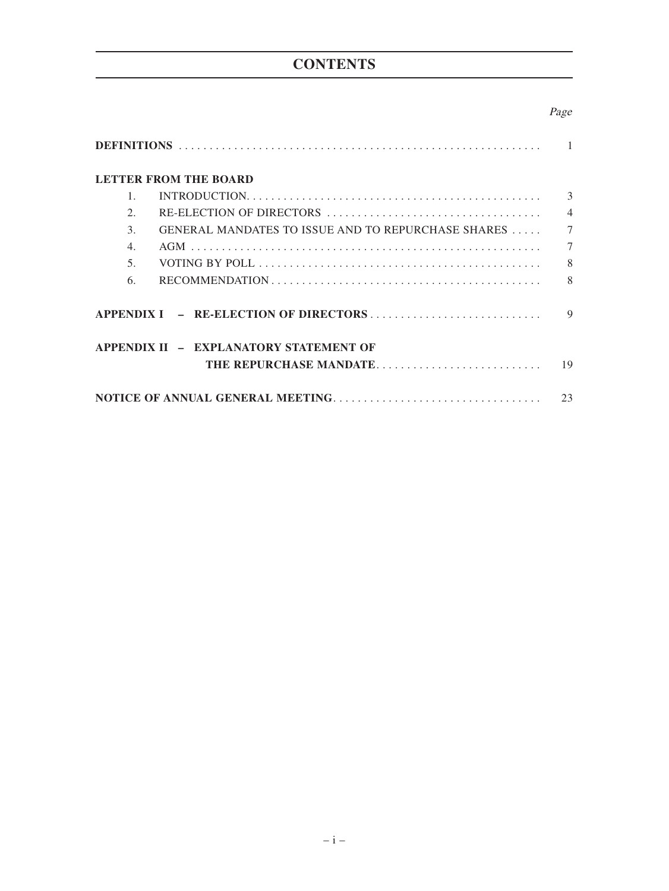# CONTENTS

| | Page |
|---|---|
| **DEFINITIONS** | 1 |
| **LETTER FROM THE BOARD** | |
| 1. INTRODUCTION | 3 |
| 2. RE-ELECTION OF DIRECTORS | 4 |
| 3. GENERAL MANDATES TO ISSUE AND TO REPURCHASE SHARES | 7 |
| 4. AGM | 7 |
| 5. VOTING BY POLL | 8 |
| 6. RECOMMENDATION | 8 |
| **APPENDIX I – RE-ELECTION OF DIRECTORS** | 9 |
| **APPENDIX II – EXPLANATORY STATEMENT OF THE REPURCHASE MANDATE** | 19 |
| **NOTICE OF ANNUAL GENERAL MEETING** | 23 |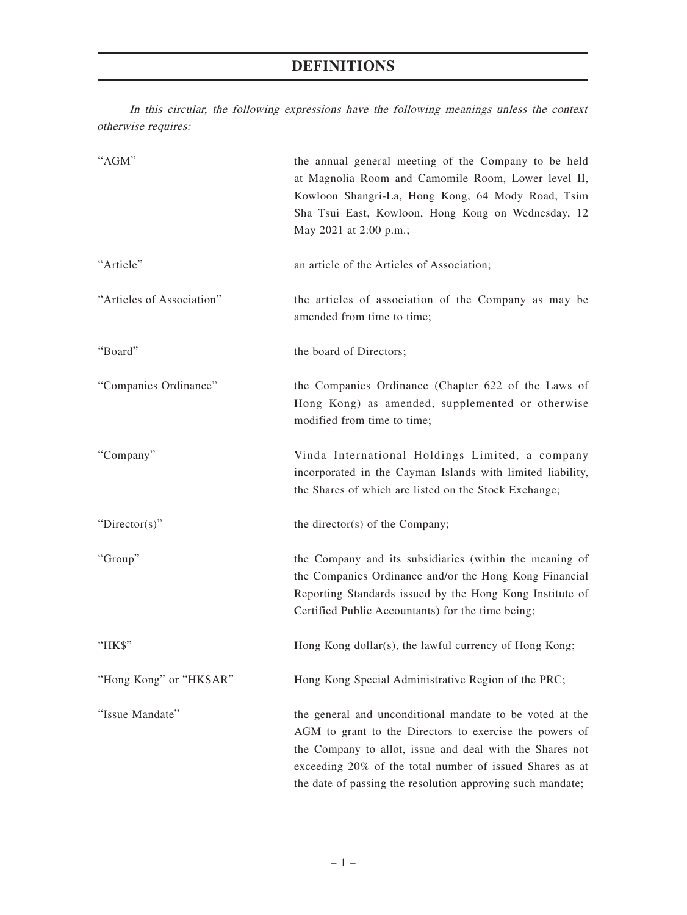# DEFINITIONS

*In this circular, the following expressions have the following meanings unless the context otherwise requires:*

| | |
|---|---|
| "AGM" | the annual general meeting of the Company to be held at Magnolia Room and Camomile Room, Lower level II, Kowloon Shangri-La, Hong Kong, 64 Mody Road, Tsim Sha Tsui East, Kowloon, Hong Kong on Wednesday, 12 May 2021 at 2:00 p.m.; |
| "Article" | an article of the Articles of Association; |
| "Articles of Association" | the articles of association of the Company as may be amended from time to time; |
| "Board" | the board of Directors; |
| "Companies Ordinance" | the Companies Ordinance (Chapter 622 of the Laws of Hong Kong) as amended, supplemented or otherwise modified from time to time; |
| "Company" | Vinda International Holdings Limited, a company incorporated in the Cayman Islands with limited liability, the Shares of which are listed on the Stock Exchange; |
| "Director(s)" | the director(s) of the Company; |
| "Group" | the Company and its subsidiaries (within the meaning of the Companies Ordinance and/or the Hong Kong Financial Reporting Standards issued by the Hong Kong Institute of Certified Public Accountants) for the time being; |
| "HK$" | Hong Kong dollar(s), the lawful currency of Hong Kong; |
| "Hong Kong" or "HKSAR" | Hong Kong Special Administrative Region of the PRC; |
| "Issue Mandate" | the general and unconditional mandate to be voted at the AGM to grant to the Directors to exercise the powers of the Company to allot, issue and deal with the Shares not exceeding 20% of the total number of issued Shares as at the date of passing the resolution approving such mandate; |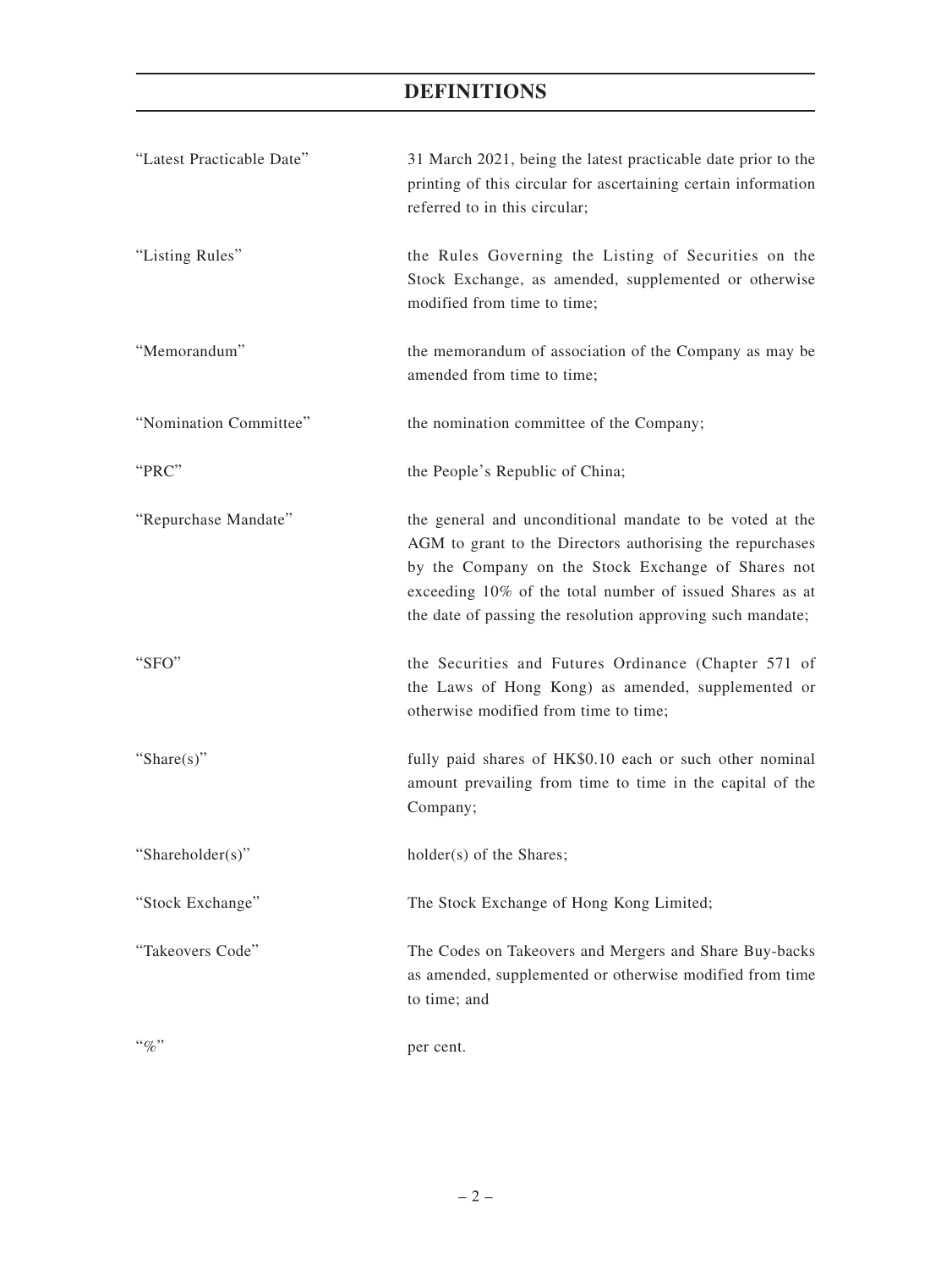# DEFINITIONS

| | |
|---|---|
| "Latest Practicable Date" | 31 March 2021, being the latest practicable date prior to the printing of this circular for ascertaining certain information referred to in this circular; |
| "Listing Rules" | the Rules Governing the Listing of Securities on the Stock Exchange, as amended, supplemented or otherwise modified from time to time; |
| "Memorandum" | the memorandum of association of the Company as may be amended from time to time; |
| "Nomination Committee" | the nomination committee of the Company; |
| "PRC" | the People's Republic of China; |
| "Repurchase Mandate" | the general and unconditional mandate to be voted at the AGM to grant to the Directors authorising the repurchases by the Company on the Stock Exchange of Shares not exceeding 10% of the total number of issued Shares as at the date of passing the resolution approving such mandate; |
| "SFO" | the Securities and Futures Ordinance (Chapter 571 of the Laws of Hong Kong) as amended, supplemented or otherwise modified from time to time; |
| "Share(s)" | fully paid shares of HK$0.10 each or such other nominal amount prevailing from time to time in the capital of the Company; |
| "Shareholder(s)" | holder(s) of the Shares; |
| "Stock Exchange" | The Stock Exchange of Hong Kong Limited; |
| "Takeovers Code" | The Codes on Takeovers and Mergers and Share Buy-backs as amended, supplemented or otherwise modified from time to time; and |
| "%" | per cent. |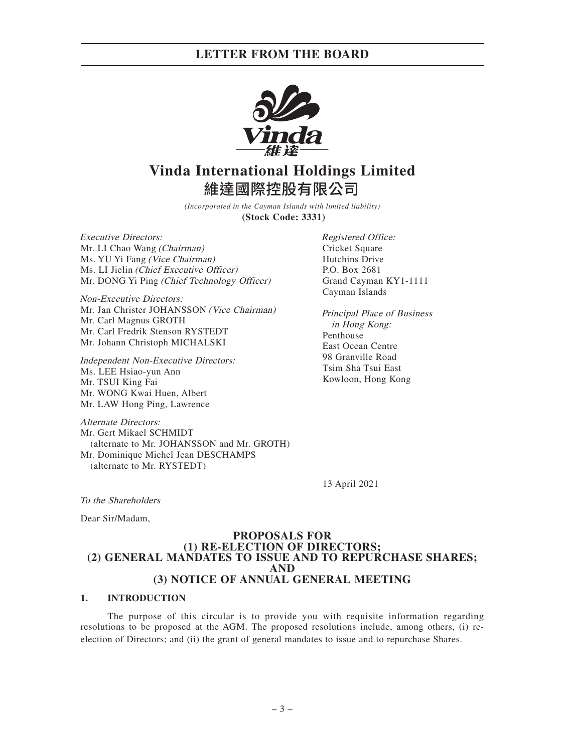# Vinda International Holdings Limited
# 維達國際控股有限公司

*(Incorporated in the Cayman Islands with limited liability)*
**(Stock Code: 3331)**

*Executive Directors:*
Mr. LI Chao Wang *(Chairman)*
Ms. YU Yi Fang *(Vice Chairman)*
Ms. LI Jielin *(Chief Executive Officer)*
Mr. DONG Yi Ping *(Chief Technology Officer)*

*Non-Executive Directors:*
Mr. Jan Christer JOHANSSON *(Vice Chairman)*
Mr. Carl Magnus GROTH
Mr. Carl Fredrik Stenson RYSTEDT
Mr. Johann Christoph MICHALSKI

*Independent Non-Executive Directors:*
Ms. LEE Hsiao-yun Ann
Mr. TSUI King Fai
Mr. WONG Kwai Huen, Albert
Mr. LAW Hong Ping, Lawrence

*Alternate Directors:*
Mr. Gert Mikael SCHMIDT
(alternate to Mr. JOHANSSON and Mr. GROTH)
Mr. Dominique Michel Jean DESCHAMPS
(alternate to Mr. RYSTEDT)

*Registered Office:*
Cricket Square
Hutchins Drive
P.O. Box 2681
Grand Cayman KY1-1111
Cayman Islands

*Principal Place of Business in Hong Kong:*
Penthouse
East Ocean Centre
98 Granville Road
Tsim Sha Tsui East
Kowloon, Hong Kong

13 April 2021

*To the Shareholders*

Dear Sir/Madam,

**PROPOSALS FOR**
**(1) RE-ELECTION OF DIRECTORS;**
**(2) GENERAL MANDATES TO ISSUE AND TO REPURCHASE SHARES;**
**AND**
**(3) NOTICE OF ANNUAL GENERAL MEETING**

## 1. INTRODUCTION

The purpose of this circular is to provide you with requisite information regarding resolutions to be proposed at the AGM. The proposed resolutions include, among others, (i) re-election of Directors; and (ii) the grant of general mandates to issue and to repurchase Shares.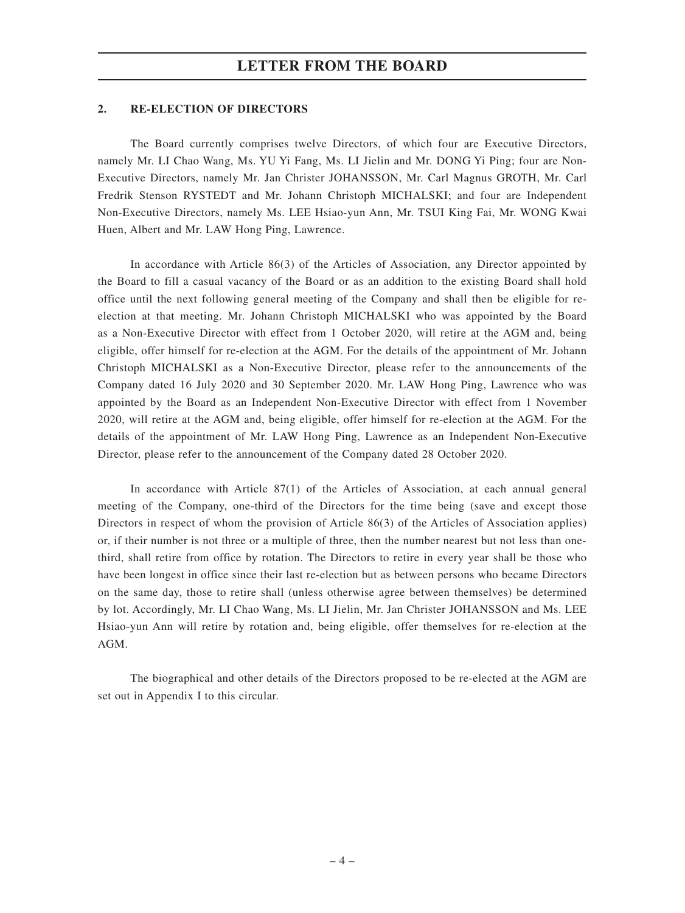## 2. RE-ELECTION OF DIRECTORS

The Board currently comprises twelve Directors, of which four are Executive Directors, namely Mr. LI Chao Wang, Ms. YU Yi Fang, Ms. LI Jielin and Mr. DONG Yi Ping; four are Non-Executive Directors, namely Mr. Jan Christer JOHANSSON, Mr. Carl Magnus GROTH, Mr. Carl Fredrik Stenson RYSTEDT and Mr. Johann Christoph MICHALSKI; and four are Independent Non-Executive Directors, namely Ms. LEE Hsiao-yun Ann, Mr. TSUI King Fai, Mr. WONG Kwai Huen, Albert and Mr. LAW Hong Ping, Lawrence.

In accordance with Article 86(3) of the Articles of Association, any Director appointed by the Board to fill a casual vacancy of the Board or as an addition to the existing Board shall hold office until the next following general meeting of the Company and shall then be eligible for re-election at that meeting. Mr. Johann Christoph MICHALSKI who was appointed by the Board as a Non-Executive Director with effect from 1 October 2020, will retire at the AGM and, being eligible, offer himself for re-election at the AGM. For the details of the appointment of Mr. Johann Christoph MICHALSKI as a Non-Executive Director, please refer to the announcements of the Company dated 16 July 2020 and 30 September 2020. Mr. LAW Hong Ping, Lawrence who was appointed by the Board as an Independent Non-Executive Director with effect from 1 November 2020, will retire at the AGM and, being eligible, offer himself for re-election at the AGM. For the details of the appointment of Mr. LAW Hong Ping, Lawrence as an Independent Non-Executive Director, please refer to the announcement of the Company dated 28 October 2020.

In accordance with Article 87(1) of the Articles of Association, at each annual general meeting of the Company, one-third of the Directors for the time being (save and except those Directors in respect of whom the provision of Article 86(3) of the Articles of Association applies) or, if their number is not three or a multiple of three, then the number nearest but not less than one-third, shall retire from office by rotation. The Directors to retire in every year shall be those who have been longest in office since their last re-election but as between persons who became Directors on the same day, those to retire shall (unless otherwise agree between themselves) be determined by lot. Accordingly, Mr. LI Chao Wang, Ms. LI Jielin, Mr. Jan Christer JOHANSSON and Ms. LEE Hsiao-yun Ann will retire by rotation and, being eligible, offer themselves for re-election at the AGM.

The biographical and other details of the Directors proposed to be re-elected at the AGM are set out in Appendix I to this circular.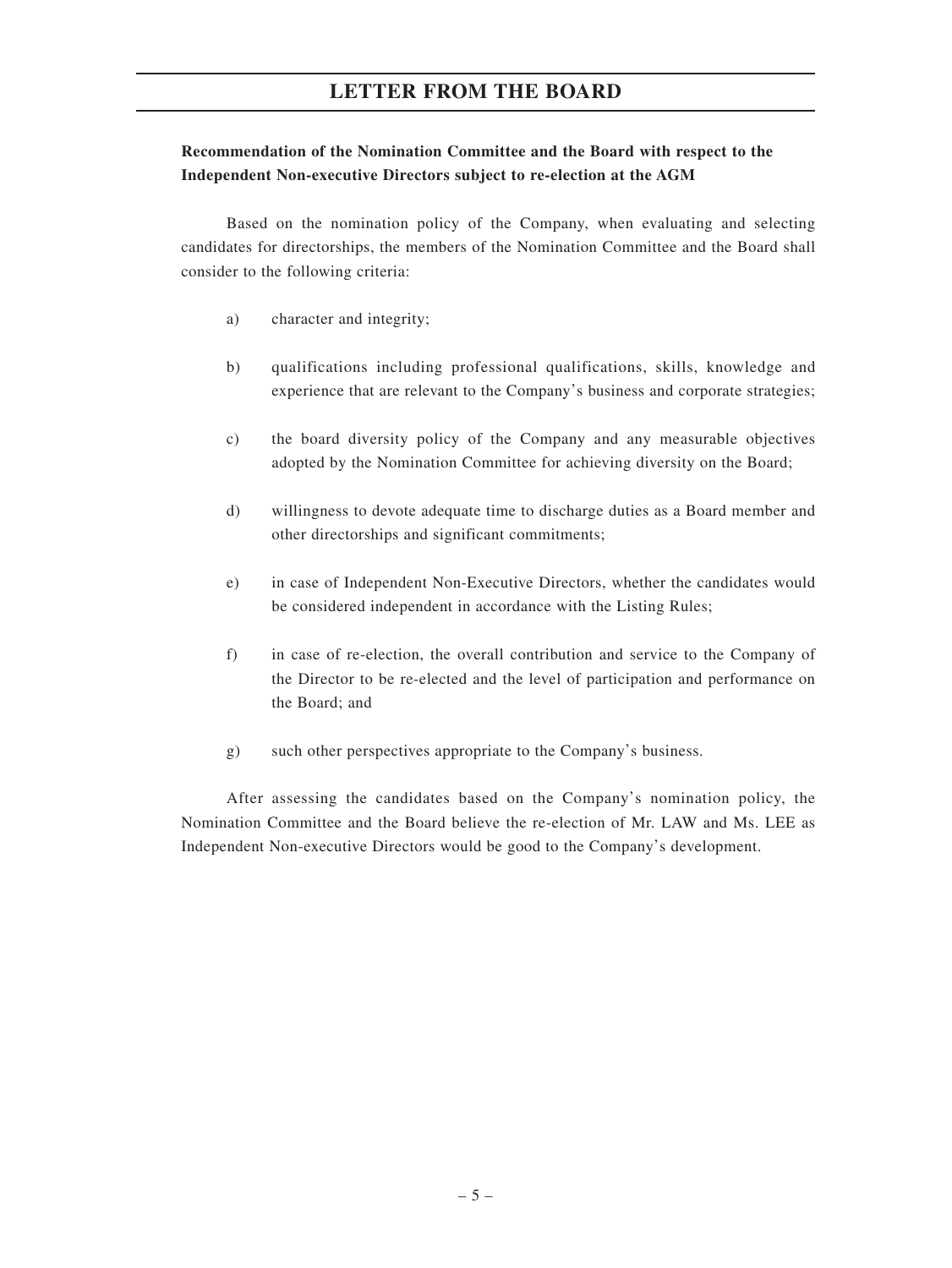**Recommendation of the Nomination Committee and the Board with respect to the Independent Non-executive Directors subject to re-election at the AGM**

Based on the nomination policy of the Company, when evaluating and selecting candidates for directorships, the members of the Nomination Committee and the Board shall consider to the following criteria:

a) character and integrity;

b) qualifications including professional qualifications, skills, knowledge and experience that are relevant to the Company's business and corporate strategies;

c) the board diversity policy of the Company and any measurable objectives adopted by the Nomination Committee for achieving diversity on the Board;

d) willingness to devote adequate time to discharge duties as a Board member and other directorships and significant commitments;

e) in case of Independent Non-Executive Directors, whether the candidates would be considered independent in accordance with the Listing Rules;

f) in case of re-election, the overall contribution and service to the Company of the Director to be re-elected and the level of participation and performance on the Board; and

g) such other perspectives appropriate to the Company's business.

After assessing the candidates based on the Company's nomination policy, the Nomination Committee and the Board believe the re-election of Mr. LAW and Ms. LEE as Independent Non-executive Directors would be good to the Company's development.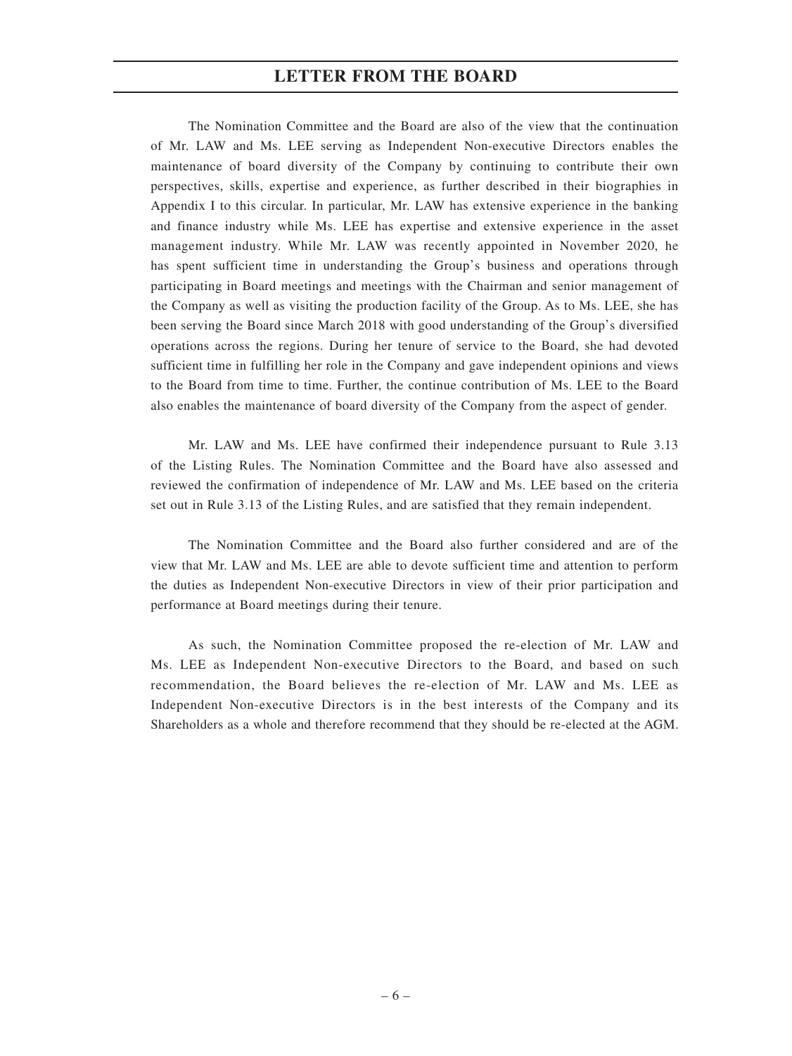The Nomination Committee and the Board are also of the view that the continuation of Mr. LAW and Ms. LEE serving as Independent Non-executive Directors enables the maintenance of board diversity of the Company by continuing to contribute their own perspectives, skills, expertise and experience, as further described in their biographies in Appendix I to this circular. In particular, Mr. LAW has extensive experience in the banking and finance industry while Ms. LEE has expertise and extensive experience in the asset management industry. While Mr. LAW was recently appointed in November 2020, he has spent sufficient time in understanding the Group's business and operations through participating in Board meetings and meetings with the Chairman and senior management of the Company as well as visiting the production facility of the Group. As to Ms. LEE, she has been serving the Board since March 2018 with good understanding of the Group's diversified operations across the regions. During her tenure of service to the Board, she had devoted sufficient time in fulfilling her role in the Company and gave independent opinions and views to the Board from time to time. Further, the continue contribution of Ms. LEE to the Board also enables the maintenance of board diversity of the Company from the aspect of gender.

Mr. LAW and Ms. LEE have confirmed their independence pursuant to Rule 3.13 of the Listing Rules. The Nomination Committee and the Board have also assessed and reviewed the confirmation of independence of Mr. LAW and Ms. LEE based on the criteria set out in Rule 3.13 of the Listing Rules, and are satisfied that they remain independent.

The Nomination Committee and the Board also further considered and are of the view that Mr. LAW and Ms. LEE are able to devote sufficient time and attention to perform the duties as Independent Non-executive Directors in view of their prior participation and performance at Board meetings during their tenure.

As such, the Nomination Committee proposed the re-election of Mr. LAW and Ms. LEE as Independent Non-executive Directors to the Board, and based on such recommendation, the Board believes the re-election of Mr. LAW and Ms. LEE as Independent Non-executive Directors is in the best interests of the Company and its Shareholders as a whole and therefore recommend that they should be re-elected at the AGM.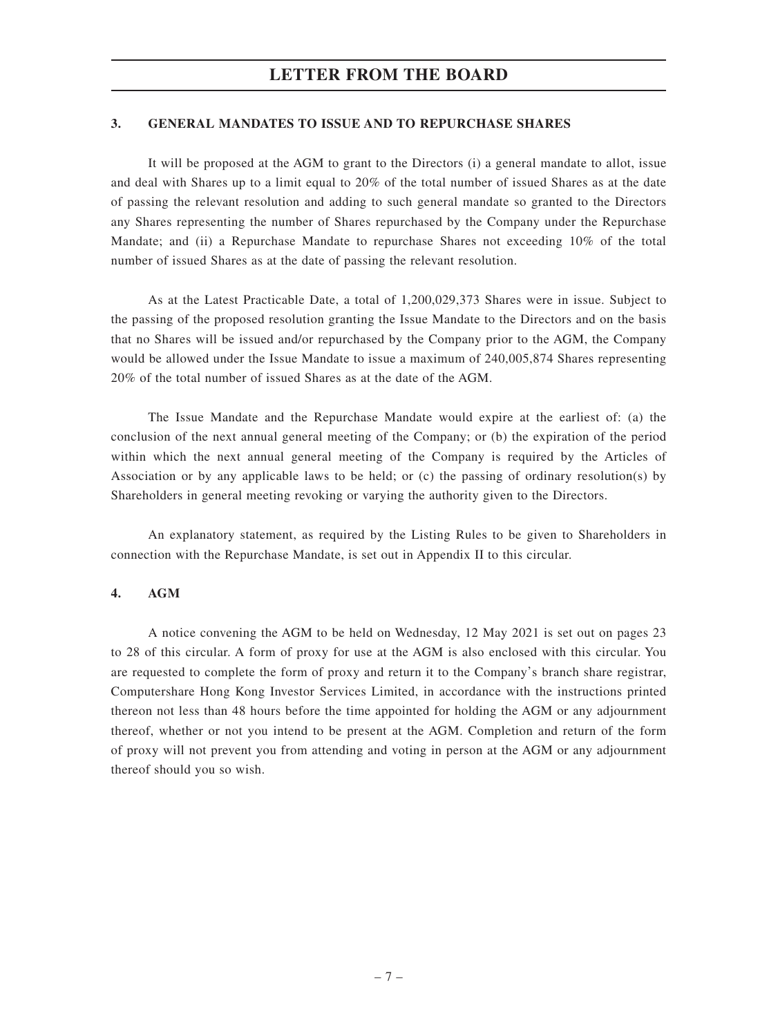## 3. GENERAL MANDATES TO ISSUE AND TO REPURCHASE SHARES

It will be proposed at the AGM to grant to the Directors (i) a general mandate to allot, issue and deal with Shares up to a limit equal to 20% of the total number of issued Shares as at the date of passing the relevant resolution and adding to such general mandate so granted to the Directors any Shares representing the number of Shares repurchased by the Company under the Repurchase Mandate; and (ii) a Repurchase Mandate to repurchase Shares not exceeding 10% of the total number of issued Shares as at the date of passing the relevant resolution.

As at the Latest Practicable Date, a total of 1,200,029,373 Shares were in issue. Subject to the passing of the proposed resolution granting the Issue Mandate to the Directors and on the basis that no Shares will be issued and/or repurchased by the Company prior to the AGM, the Company would be allowed under the Issue Mandate to issue a maximum of 240,005,874 Shares representing 20% of the total number of issued Shares as at the date of the AGM.

The Issue Mandate and the Repurchase Mandate would expire at the earliest of: (a) the conclusion of the next annual general meeting of the Company; or (b) the expiration of the period within which the next annual general meeting of the Company is required by the Articles of Association or by any applicable laws to be held; or (c) the passing of ordinary resolution(s) by Shareholders in general meeting revoking or varying the authority given to the Directors.

An explanatory statement, as required by the Listing Rules to be given to Shareholders in connection with the Repurchase Mandate, is set out in Appendix II to this circular.

## 4. AGM

A notice convening the AGM to be held on Wednesday, 12 May 2021 is set out on pages 23 to 28 of this circular. A form of proxy for use at the AGM is also enclosed with this circular. You are requested to complete the form of proxy and return it to the Company's branch share registrar, Computershare Hong Kong Investor Services Limited, in accordance with the instructions printed thereon not less than 48 hours before the time appointed for holding the AGM or any adjournment thereof, whether or not you intend to be present at the AGM. Completion and return of the form of proxy will not prevent you from attending and voting in person at the AGM or any adjournment thereof should you so wish.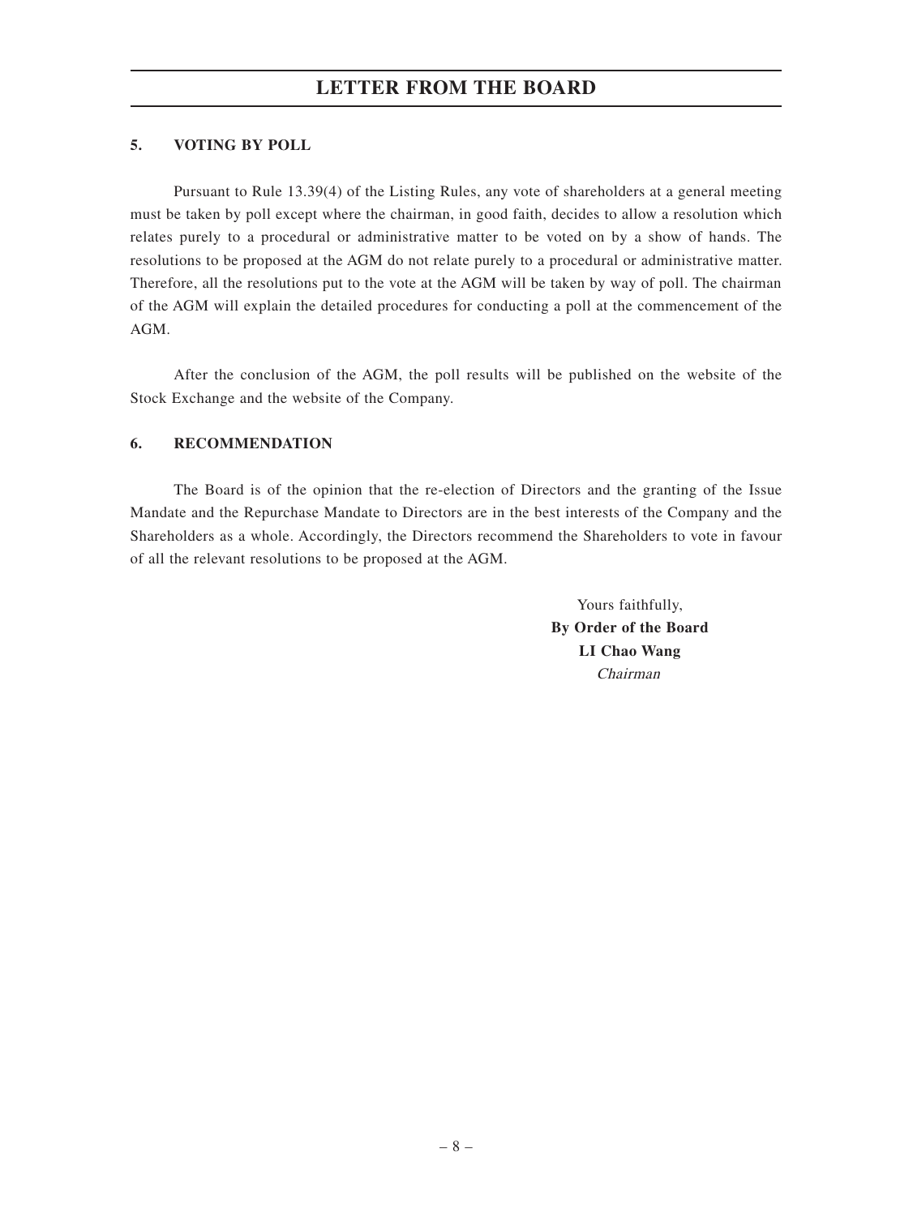# LETTER FROM THE BOARD

## 5. VOTING BY POLL

Pursuant to Rule 13.39(4) of the Listing Rules, any vote of shareholders at a general meeting must be taken by poll except where the chairman, in good faith, decides to allow a resolution which relates purely to a procedural or administrative matter to be voted on by a show of hands. The resolutions to be proposed at the AGM do not relate purely to a procedural or administrative matter. Therefore, all the resolutions put to the vote at the AGM will be taken by way of poll. The chairman of the AGM will explain the detailed procedures for conducting a poll at the commencement of the AGM.

After the conclusion of the AGM, the poll results will be published on the website of the Stock Exchange and the website of the Company.

## 6. RECOMMENDATION

The Board is of the opinion that the re-election of Directors and the granting of the Issue Mandate and the Repurchase Mandate to Directors are in the best interests of the Company and the Shareholders as a whole. Accordingly, the Directors recommend the Shareholders to vote in favour of all the relevant resolutions to be proposed at the AGM.

Yours faithfully,
**By Order of the Board**
**LI Chao Wang**
*Chairman*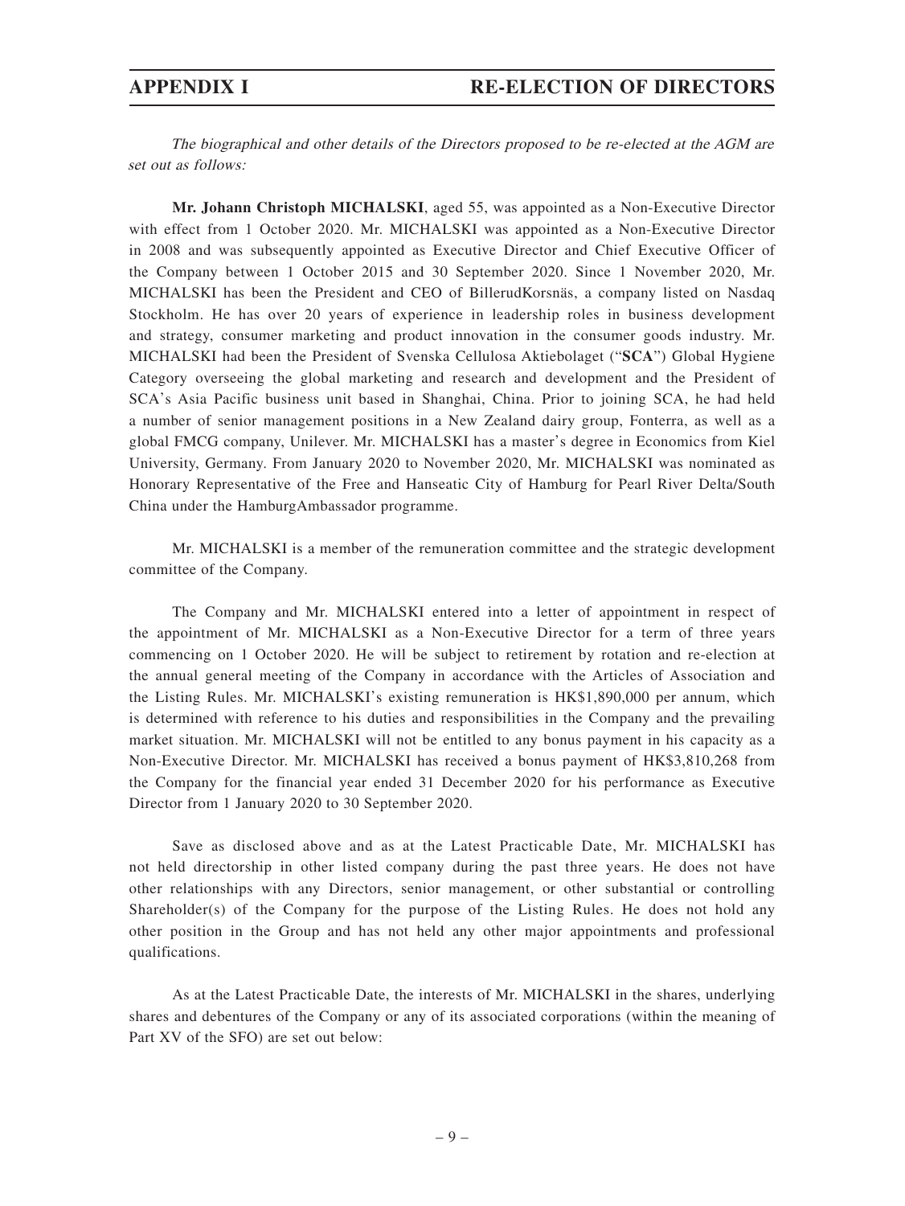# APPENDIX I RE-ELECTION OF DIRECTORS

*The biographical and other details of the Directors proposed to be re-elected at the AGM are set out as follows:*

**Mr. Johann Christoph MICHALSKI**, aged 55, was appointed as a Non-Executive Director with effect from 1 October 2020. Mr. MICHALSKI was appointed as a Non-Executive Director in 2008 and was subsequently appointed as Executive Director and Chief Executive Officer of the Company between 1 October 2015 and 30 September 2020. Since 1 November 2020, Mr. MICHALSKI has been the President and CEO of BillerudKorsnäs, a company listed on Nasdaq Stockholm. He has over 20 years of experience in leadership roles in business development and strategy, consumer marketing and product innovation in the consumer goods industry. Mr. MICHALSKI had been the President of Svenska Cellulosa Aktiebolaget ("**SCA**") Global Hygiene Category overseeing the global marketing and research and development and the President of SCA's Asia Pacific business unit based in Shanghai, China. Prior to joining SCA, he had held a number of senior management positions in a New Zealand dairy group, Fonterra, as well as a global FMCG company, Unilever. Mr. MICHALSKI has a master's degree in Economics from Kiel University, Germany. From January 2020 to November 2020, Mr. MICHALSKI was nominated as Honorary Representative of the Free and Hanseatic City of Hamburg for Pearl River Delta/South China under the HamburgAmbassador programme.

Mr. MICHALSKI is a member of the remuneration committee and the strategic development committee of the Company.

The Company and Mr. MICHALSKI entered into a letter of appointment in respect of the appointment of Mr. MICHALSKI as a Non-Executive Director for a term of three years commencing on 1 October 2020. He will be subject to retirement by rotation and re-election at the annual general meeting of the Company in accordance with the Articles of Association and the Listing Rules. Mr. MICHALSKI's existing remuneration is HK$1,890,000 per annum, which is determined with reference to his duties and responsibilities in the Company and the prevailing market situation. Mr. MICHALSKI will not be entitled to any bonus payment in his capacity as a Non-Executive Director. Mr. MICHALSKI has received a bonus payment of HK$3,810,268 from the Company for the financial year ended 31 December 2020 for his performance as Executive Director from 1 January 2020 to 30 September 2020.

Save as disclosed above and as at the Latest Practicable Date, Mr. MICHALSKI has not held directorship in other listed company during the past three years. He does not have other relationships with any Directors, senior management, or other substantial or controlling Shareholder(s) of the Company for the purpose of the Listing Rules. He does not hold any other position in the Group and has not held any other major appointments and professional qualifications.

As at the Latest Practicable Date, the interests of Mr. MICHALSKI in the shares, underlying shares and debentures of the Company or any of its associated corporations (within the meaning of Part XV of the SFO) are set out below: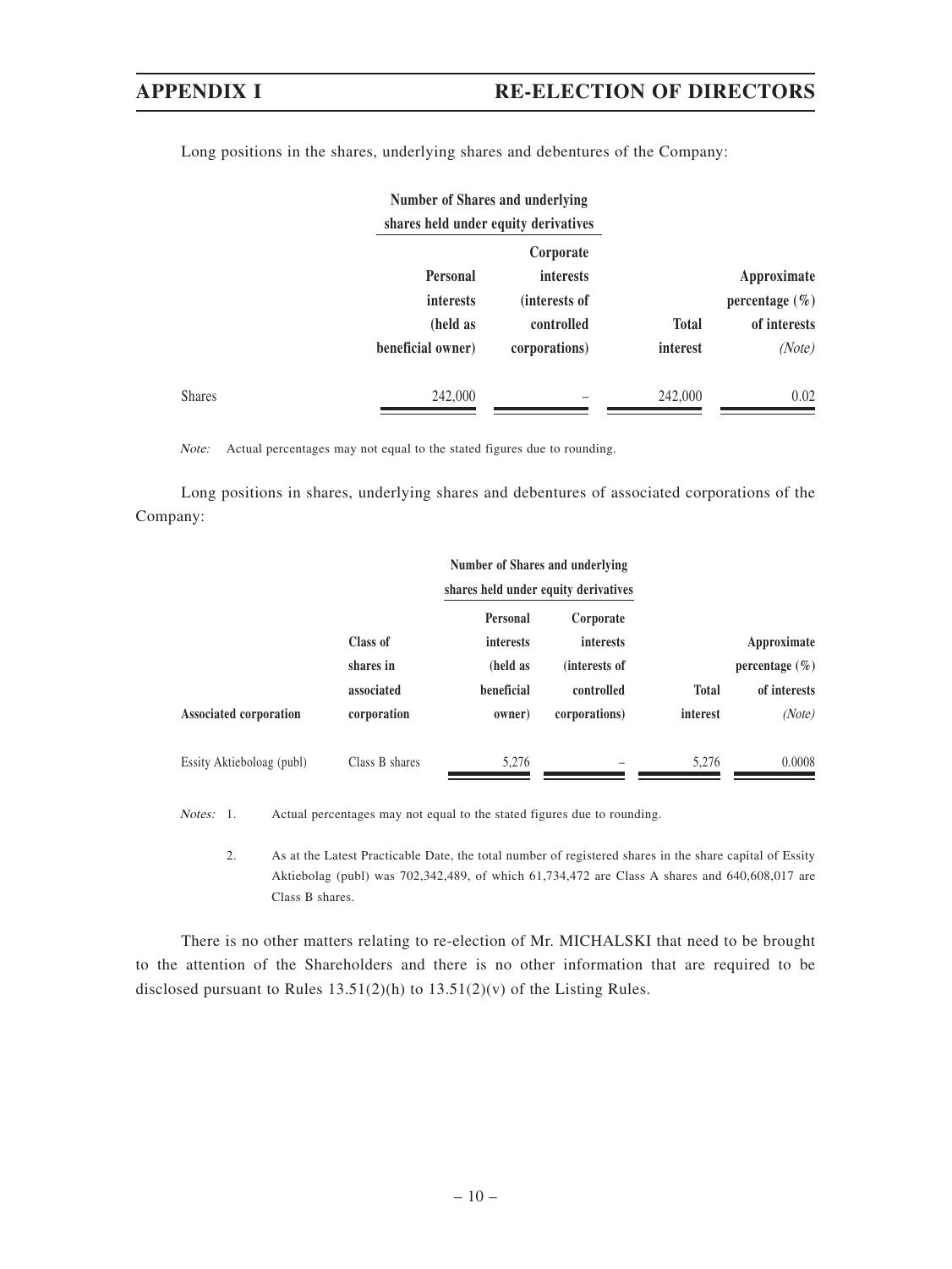Long positions in the shares, underlying shares and debentures of the Company:

| | Number of Shares and underlying shares held under equity derivatives | | | |
|---|---|---|---|---|
| | Personal interests (held as beneficial owner) | Corporate interests (interests of controlled corporations) | Total interest | Approximate percentage (%) of interests *(Note)* |
| Shares | 242,000 | – | 242,000 | 0.02 |

*Note:* Actual percentages may not equal to the stated figures due to rounding.

Long positions in shares, underlying shares and debentures of associated corporations of the Company:

| | | Number of Shares and underlying shares held under equity derivatives | | | |
|---|---|---|---|---|---|
| Associated corporation | Class of shares in associated corporation | Personal interests (held as beneficial owner) | Corporate interests (interests of controlled corporations) | Total interest | Approximate percentage (%) of interests *(Note)* |
| Essity Aktieboloag (publ) | Class B shares | 5,276 | – | 5,276 | 0.0008 |

*Notes:* 1. Actual percentages may not equal to the stated figures due to rounding.

2. As at the Latest Practicable Date, the total number of registered shares in the share capital of Essity Aktiebolag (publ) was 702,342,489, of which 61,734,472 are Class A shares and 640,608,017 are Class B shares.

There is no other matters relating to re-election of Mr. MICHALSKI that need to be brought to the attention of the Shareholders and there is no other information that are required to be disclosed pursuant to Rules 13.51(2)(h) to 13.51(2)(v) of the Listing Rules.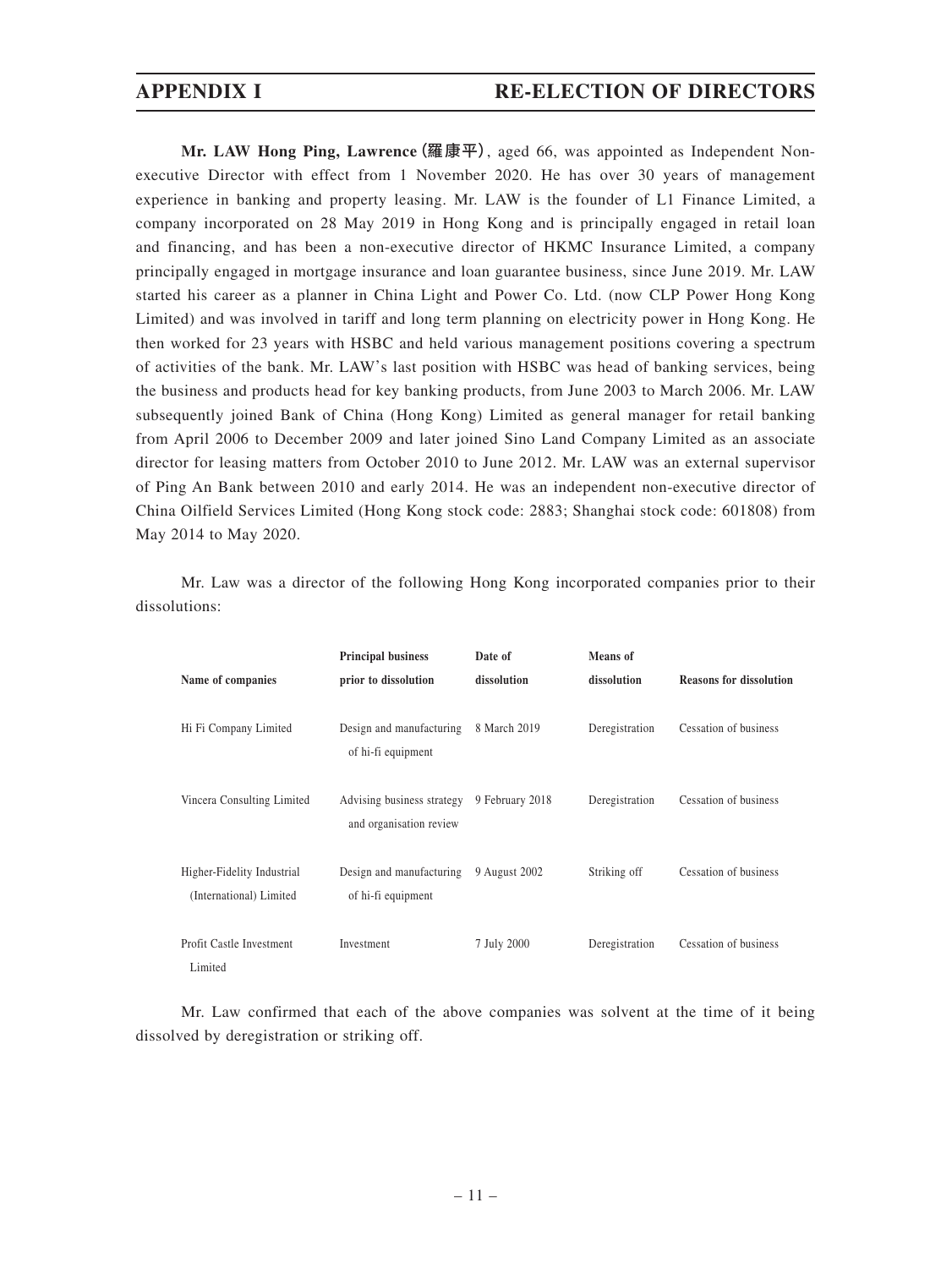**Mr. LAW Hong Ping, Lawrence (羅康平)**, aged 66, was appointed as Independent Non-executive Director with effect from 1 November 2020. He has over 30 years of management experience in banking and property leasing. Mr. LAW is the founder of L1 Finance Limited, a company incorporated on 28 May 2019 in Hong Kong and is principally engaged in retail loan and financing, and has been a non-executive director of HKMC Insurance Limited, a company principally engaged in mortgage insurance and loan guarantee business, since June 2019. Mr. LAW started his career as a planner in China Light and Power Co. Ltd. (now CLP Power Hong Kong Limited) and was involved in tariff and long term planning on electricity power in Hong Kong. He then worked for 23 years with HSBC and held various management positions covering a spectrum of activities of the bank. Mr. LAW's last position with HSBC was head of banking services, being the business and products head for key banking products, from June 2003 to March 2006. Mr. LAW subsequently joined Bank of China (Hong Kong) Limited as general manager for retail banking from April 2006 to December 2009 and later joined Sino Land Company Limited as an associate director for leasing matters from October 2010 to June 2012. Mr. LAW was an external supervisor of Ping An Bank between 2010 and early 2014. He was an independent non-executive director of China Oilfield Services Limited (Hong Kong stock code: 2883; Shanghai stock code: 601808) from May 2014 to May 2020.

Mr. Law was a director of the following Hong Kong incorporated companies prior to their dissolutions:

| Name of companies | Principal business prior to dissolution | Date of dissolution | Means of dissolution | Reasons for dissolution |
|---|---|---|---|---|
| Hi Fi Company Limited | Design and manufacturing of hi-fi equipment | 8 March 2019 | Deregistration | Cessation of business |
| Vincera Consulting Limited | Advising business strategy and organisation review | 9 February 2018 | Deregistration | Cessation of business |
| Higher-Fidelity Industrial (International) Limited | Design and manufacturing of hi-fi equipment | 9 August 2002 | Striking off | Cessation of business |
| Profit Castle Investment Limited | Investment | 7 July 2000 | Deregistration | Cessation of business |

Mr. Law confirmed that each of the above companies was solvent at the time of it being dissolved by deregistration or striking off.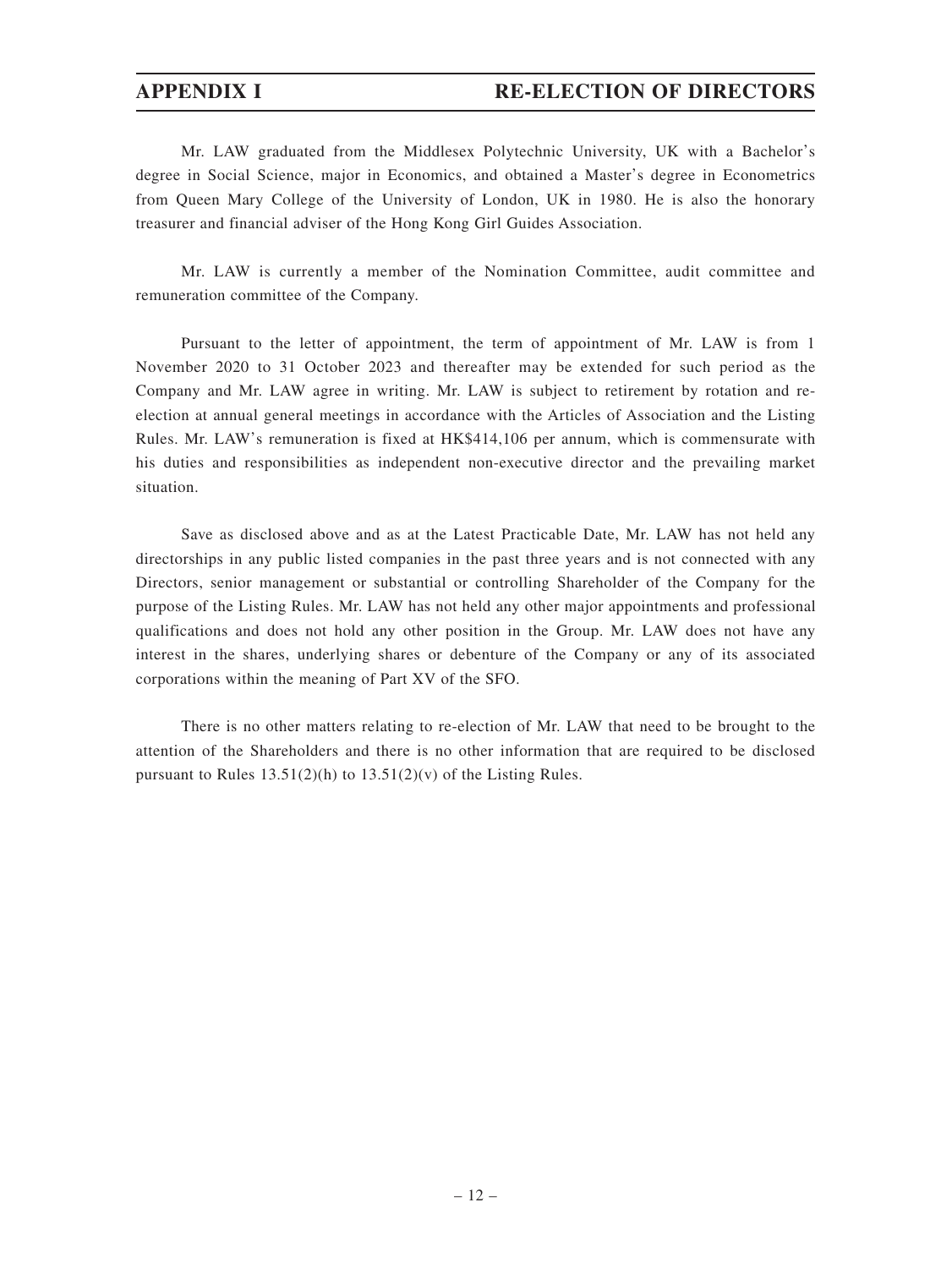Mr. LAW graduated from the Middlesex Polytechnic University, UK with a Bachelor's degree in Social Science, major in Economics, and obtained a Master's degree in Econometrics from Queen Mary College of the University of London, UK in 1980. He is also the honorary treasurer and financial adviser of the Hong Kong Girl Guides Association.

Mr. LAW is currently a member of the Nomination Committee, audit committee and remuneration committee of the Company.

Pursuant to the letter of appointment, the term of appointment of Mr. LAW is from 1 November 2020 to 31 October 2023 and thereafter may be extended for such period as the Company and Mr. LAW agree in writing. Mr. LAW is subject to retirement by rotation and re-election at annual general meetings in accordance with the Articles of Association and the Listing Rules. Mr. LAW's remuneration is fixed at HK$414,106 per annum, which is commensurate with his duties and responsibilities as independent non-executive director and the prevailing market situation.

Save as disclosed above and as at the Latest Practicable Date, Mr. LAW has not held any directorships in any public listed companies in the past three years and is not connected with any Directors, senior management or substantial or controlling Shareholder of the Company for the purpose of the Listing Rules. Mr. LAW has not held any other major appointments and professional qualifications and does not hold any other position in the Group. Mr. LAW does not have any interest in the shares, underlying shares or debenture of the Company or any of its associated corporations within the meaning of Part XV of the SFO.

There is no other matters relating to re-election of Mr. LAW that need to be brought to the attention of the Shareholders and there is no other information that are required to be disclosed pursuant to Rules 13.51(2)(h) to 13.51(2)(v) of the Listing Rules.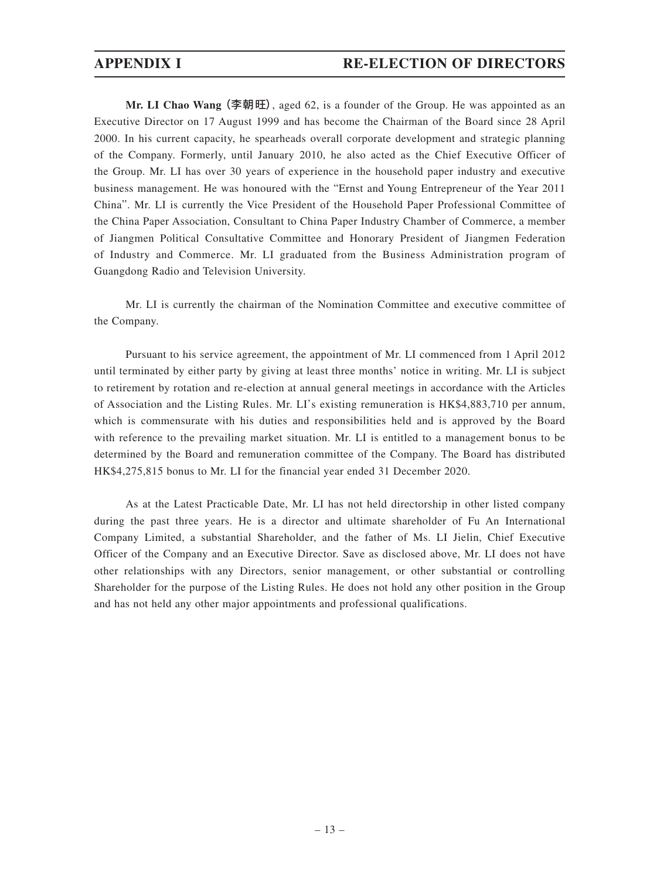**Mr. LI Chao Wang (李朝旺)**, aged 62, is a founder of the Group. He was appointed as an Executive Director on 17 August 1999 and has become the Chairman of the Board since 28 April 2000. In his current capacity, he spearheads overall corporate development and strategic planning of the Company. Formerly, until January 2010, he also acted as the Chief Executive Officer of the Group. Mr. LI has over 30 years of experience in the household paper industry and executive business management. He was honoured with the "Ernst and Young Entrepreneur of the Year 2011 China". Mr. LI is currently the Vice President of the Household Paper Professional Committee of the China Paper Association, Consultant to China Paper Industry Chamber of Commerce, a member of Jiangmen Political Consultative Committee and Honorary President of Jiangmen Federation of Industry and Commerce. Mr. LI graduated from the Business Administration program of Guangdong Radio and Television University.

Mr. LI is currently the chairman of the Nomination Committee and executive committee of the Company.

Pursuant to his service agreement, the appointment of Mr. LI commenced from 1 April 2012 until terminated by either party by giving at least three months' notice in writing. Mr. LI is subject to retirement by rotation and re-election at annual general meetings in accordance with the Articles of Association and the Listing Rules. Mr. LI's existing remuneration is HK$4,883,710 per annum, which is commensurate with his duties and responsibilities held and is approved by the Board with reference to the prevailing market situation. Mr. LI is entitled to a management bonus to be determined by the Board and remuneration committee of the Company. The Board has distributed HK$4,275,815 bonus to Mr. LI for the financial year ended 31 December 2020.

As at the Latest Practicable Date, Mr. LI has not held directorship in other listed company during the past three years. He is a director and ultimate shareholder of Fu An International Company Limited, a substantial Shareholder, and the father of Ms. LI Jielin, Chief Executive Officer of the Company and an Executive Director. Save as disclosed above, Mr. LI does not have other relationships with any Directors, senior management, or other substantial or controlling Shareholder for the purpose of the Listing Rules. He does not hold any other position in the Group and has not held any other major appointments and professional qualifications.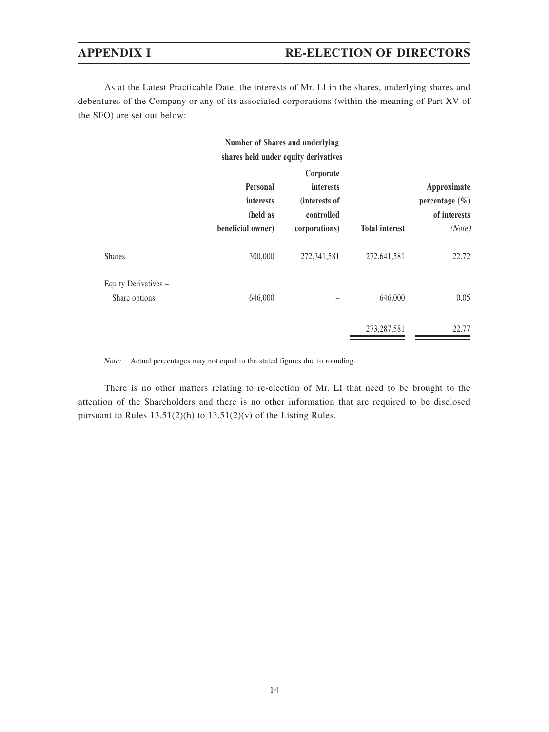As at the Latest Practicable Date, the interests of Mr. LI in the shares, underlying shares and debentures of the Company or any of its associated corporations (within the meaning of Part XV of the SFO) are set out below:

| | Number of Shares and underlying shares held under equity derivatives | | | |
|---|---|---|---|---|
| | **Personal interests (held as beneficial owner)** | **Corporate interests (interests of controlled corporations)** | **Total interest** | **Approximate percentage (%) of interests** *(Note)* |
| Shares | 300,000 | 272,341,581 | 272,641,581 | 22.72 |
| Equity Derivatives – Share options | 646,000 | – | 646,000 | 0.05 |
| | | | 273,287,581 | 22.77 |

*Note:* Actual percentages may not equal to the stated figures due to rounding.

There is no other matters relating to re-election of Mr. LI that need to be brought to the attention of the Shareholders and there is no other information that are required to be disclosed pursuant to Rules 13.51(2)(h) to 13.51(2)(v) of the Listing Rules.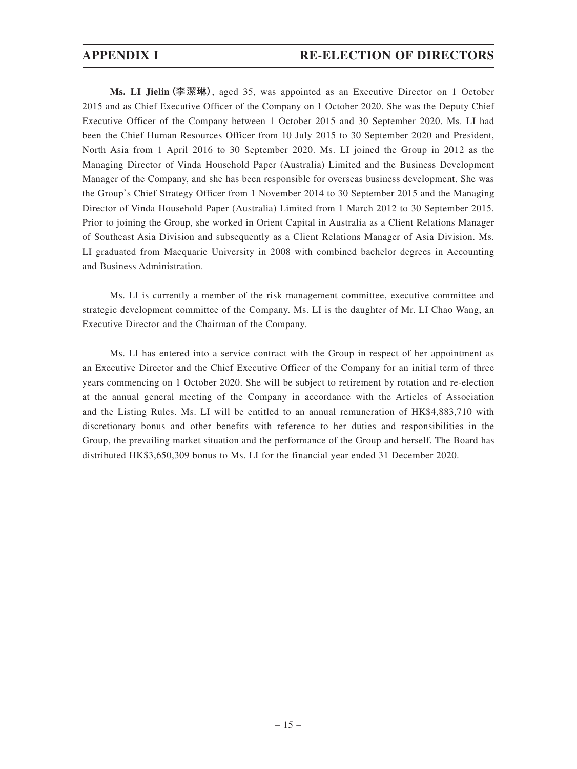**Ms. LI Jielin (李潔琳)**, aged 35, was appointed as an Executive Director on 1 October 2015 and as Chief Executive Officer of the Company on 1 October 2020. She was the Deputy Chief Executive Officer of the Company between 1 October 2015 and 30 September 2020. Ms. LI had been the Chief Human Resources Officer from 10 July 2015 to 30 September 2020 and President, North Asia from 1 April 2016 to 30 September 2020. Ms. LI joined the Group in 2012 as the Managing Director of Vinda Household Paper (Australia) Limited and the Business Development Manager of the Company, and she has been responsible for overseas business development. She was the Group's Chief Strategy Officer from 1 November 2014 to 30 September 2015 and the Managing Director of Vinda Household Paper (Australia) Limited from 1 March 2012 to 30 September 2015. Prior to joining the Group, she worked in Orient Capital in Australia as a Client Relations Manager of Southeast Asia Division and subsequently as a Client Relations Manager of Asia Division. Ms. LI graduated from Macquarie University in 2008 with combined bachelor degrees in Accounting and Business Administration.

Ms. LI is currently a member of the risk management committee, executive committee and strategic development committee of the Company. Ms. LI is the daughter of Mr. LI Chao Wang, an Executive Director and the Chairman of the Company.

Ms. LI has entered into a service contract with the Group in respect of her appointment as an Executive Director and the Chief Executive Officer of the Company for an initial term of three years commencing on 1 October 2020. She will be subject to retirement by rotation and re-election at the annual general meeting of the Company in accordance with the Articles of Association and the Listing Rules. Ms. LI will be entitled to an annual remuneration of HK$4,883,710 with discretionary bonus and other benefits with reference to her duties and responsibilities in the Group, the prevailing market situation and the performance of the Group and herself. The Board has distributed HK$3,650,309 bonus to Ms. LI for the financial year ended 31 December 2020.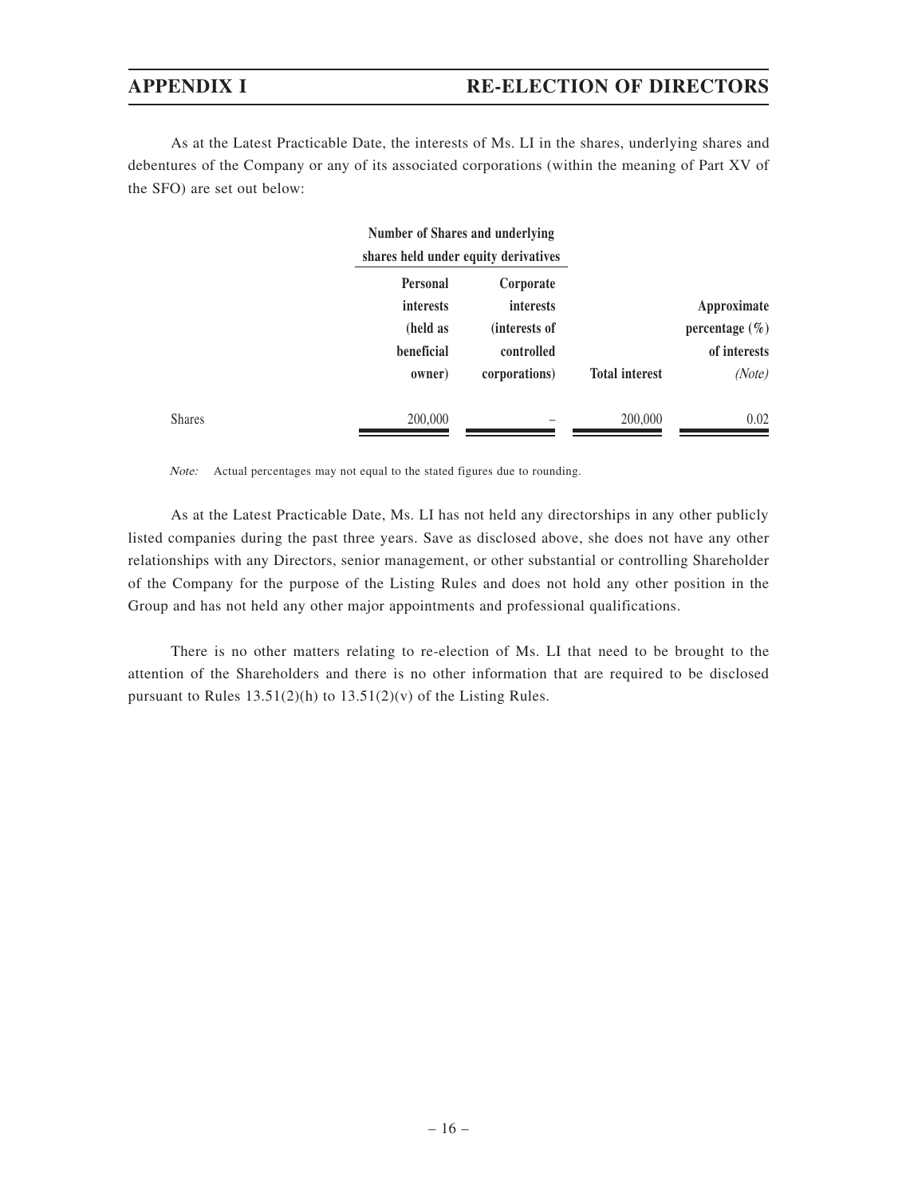As at the Latest Practicable Date, the interests of Ms. LI in the shares, underlying shares and debentures of the Company or any of its associated corporations (within the meaning of Part XV of the SFO) are set out below:

| | Number of Shares and underlying shares held under equity derivatives | | | |
|---|---|---|---|---|
| | Personal interests (held as beneficial owner) | Corporate interests (interests of controlled corporations) | Total interest | Approximate percentage (%) of interests *(Note)* |
| Shares | 200,000 | – | 200,000 | 0.02 |

*Note:* Actual percentages may not equal to the stated figures due to rounding.

As at the Latest Practicable Date, Ms. LI has not held any directorships in any other publicly listed companies during the past three years. Save as disclosed above, she does not have any other relationships with any Directors, senior management, or other substantial or controlling Shareholder of the Company for the purpose of the Listing Rules and does not hold any other position in the Group and has not held any other major appointments and professional qualifications.

There is no other matters relating to re-election of Ms. LI that need to be brought to the attention of the Shareholders and there is no other information that are required to be disclosed pursuant to Rules 13.51(2)(h) to 13.51(2)(v) of the Listing Rules.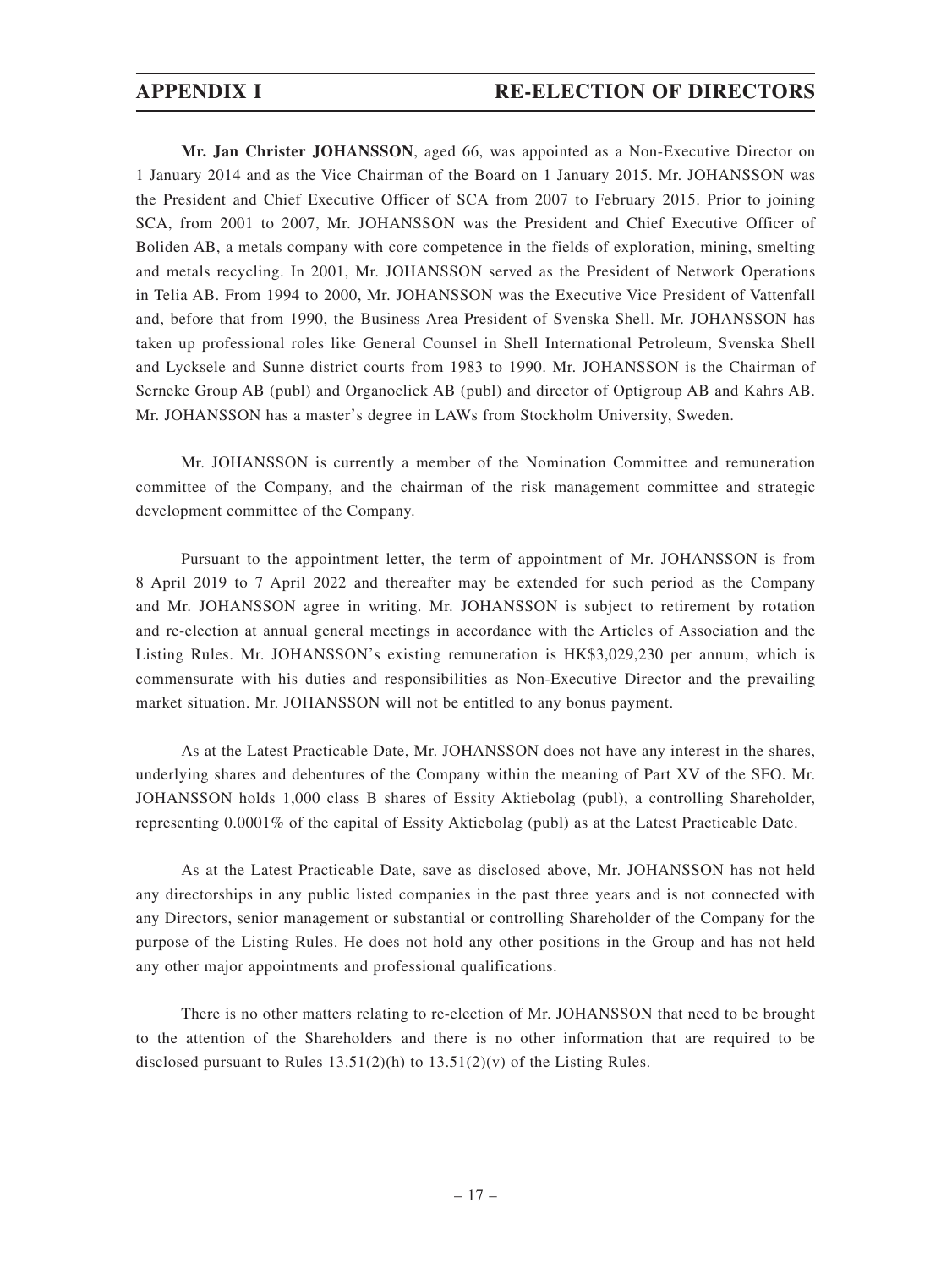**Mr. Jan Christer JOHANSSON**, aged 66, was appointed as a Non-Executive Director on 1 January 2014 and as the Vice Chairman of the Board on 1 January 2015. Mr. JOHANSSON was the President and Chief Executive Officer of SCA from 2007 to February 2015. Prior to joining SCA, from 2001 to 2007, Mr. JOHANSSON was the President and Chief Executive Officer of Boliden AB, a metals company with core competence in the fields of exploration, mining, smelting and metals recycling. In 2001, Mr. JOHANSSON served as the President of Network Operations in Telia AB. From 1994 to 2000, Mr. JOHANSSON was the Executive Vice President of Vattenfall and, before that from 1990, the Business Area President of Svenska Shell. Mr. JOHANSSON has taken up professional roles like General Counsel in Shell International Petroleum, Svenska Shell and Lycksele and Sunne district courts from 1983 to 1990. Mr. JOHANSSON is the Chairman of Serneke Group AB (publ) and Organoclick AB (publ) and director of Optigroup AB and Kahrs AB. Mr. JOHANSSON has a master's degree in LAWs from Stockholm University, Sweden.

Mr. JOHANSSON is currently a member of the Nomination Committee and remuneration committee of the Company, and the chairman of the risk management committee and strategic development committee of the Company.

Pursuant to the appointment letter, the term of appointment of Mr. JOHANSSON is from 8 April 2019 to 7 April 2022 and thereafter may be extended for such period as the Company and Mr. JOHANSSON agree in writing. Mr. JOHANSSON is subject to retirement by rotation and re-election at annual general meetings in accordance with the Articles of Association and the Listing Rules. Mr. JOHANSSON's existing remuneration is HK$3,029,230 per annum, which is commensurate with his duties and responsibilities as Non-Executive Director and the prevailing market situation. Mr. JOHANSSON will not be entitled to any bonus payment.

As at the Latest Practicable Date, Mr. JOHANSSON does not have any interest in the shares, underlying shares and debentures of the Company within the meaning of Part XV of the SFO. Mr. JOHANSSON holds 1,000 class B shares of Essity Aktiebolag (publ), a controlling Shareholder, representing 0.0001% of the capital of Essity Aktiebolag (publ) as at the Latest Practicable Date.

As at the Latest Practicable Date, save as disclosed above, Mr. JOHANSSON has not held any directorships in any public listed companies in the past three years and is not connected with any Directors, senior management or substantial or controlling Shareholder of the Company for the purpose of the Listing Rules. He does not hold any other positions in the Group and has not held any other major appointments and professional qualifications.

There is no other matters relating to re-election of Mr. JOHANSSON that need to be brought to the attention of the Shareholders and there is no other information that are required to be disclosed pursuant to Rules 13.51(2)(h) to 13.51(2)(v) of the Listing Rules.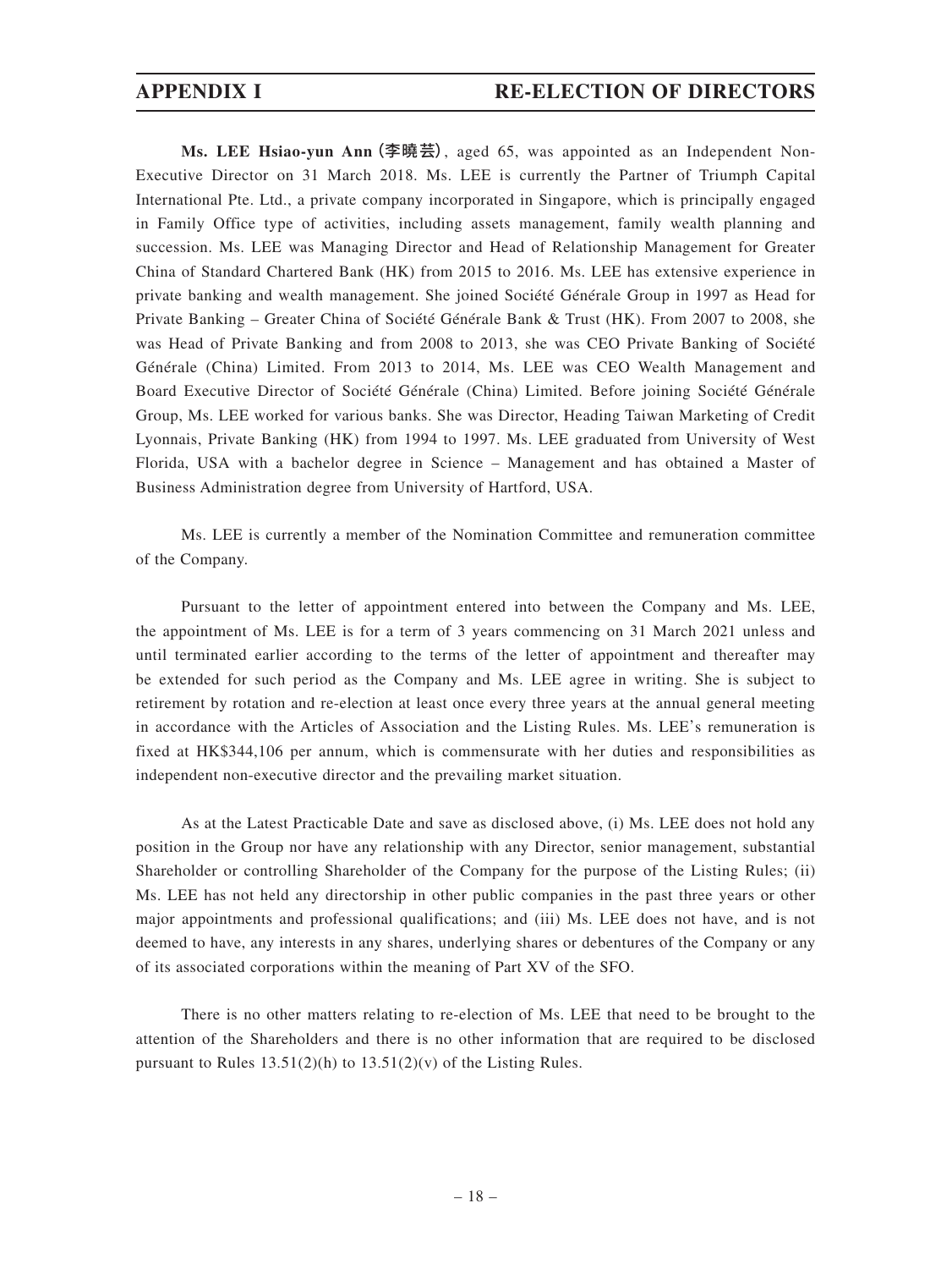**Ms. LEE Hsiao-yun Ann (李曉芸)**, aged 65, was appointed as an Independent Non-Executive Director on 31 March 2018. Ms. LEE is currently the Partner of Triumph Capital International Pte. Ltd., a private company incorporated in Singapore, which is principally engaged in Family Office type of activities, including assets management, family wealth planning and succession. Ms. LEE was Managing Director and Head of Relationship Management for Greater China of Standard Chartered Bank (HK) from 2015 to 2016. Ms. LEE has extensive experience in private banking and wealth management. She joined Société Générale Group in 1997 as Head for Private Banking – Greater China of Société Générale Bank & Trust (HK). From 2007 to 2008, she was Head of Private Banking and from 2008 to 2013, she was CEO Private Banking of Société Générale (China) Limited. From 2013 to 2014, Ms. LEE was CEO Wealth Management and Board Executive Director of Société Générale (China) Limited. Before joining Société Générale Group, Ms. LEE worked for various banks. She was Director, Heading Taiwan Marketing of Credit Lyonnais, Private Banking (HK) from 1994 to 1997. Ms. LEE graduated from University of West Florida, USA with a bachelor degree in Science – Management and has obtained a Master of Business Administration degree from University of Hartford, USA.

Ms. LEE is currently a member of the Nomination Committee and remuneration committee of the Company.

Pursuant to the letter of appointment entered into between the Company and Ms. LEE, the appointment of Ms. LEE is for a term of 3 years commencing on 31 March 2021 unless and until terminated earlier according to the terms of the letter of appointment and thereafter may be extended for such period as the Company and Ms. LEE agree in writing. She is subject to retirement by rotation and re-election at least once every three years at the annual general meeting in accordance with the Articles of Association and the Listing Rules. Ms. LEE's remuneration is fixed at HK$344,106 per annum, which is commensurate with her duties and responsibilities as independent non-executive director and the prevailing market situation.

As at the Latest Practicable Date and save as disclosed above, (i) Ms. LEE does not hold any position in the Group nor have any relationship with any Director, senior management, substantial Shareholder or controlling Shareholder of the Company for the purpose of the Listing Rules; (ii) Ms. LEE has not held any directorship in other public companies in the past three years or other major appointments and professional qualifications; and (iii) Ms. LEE does not have, and is not deemed to have, any interests in any shares, underlying shares or debentures of the Company or any of its associated corporations within the meaning of Part XV of the SFO.

There is no other matters relating to re-election of Ms. LEE that need to be brought to the attention of the Shareholders and there is no other information that are required to be disclosed pursuant to Rules 13.51(2)(h) to 13.51(2)(v) of the Listing Rules.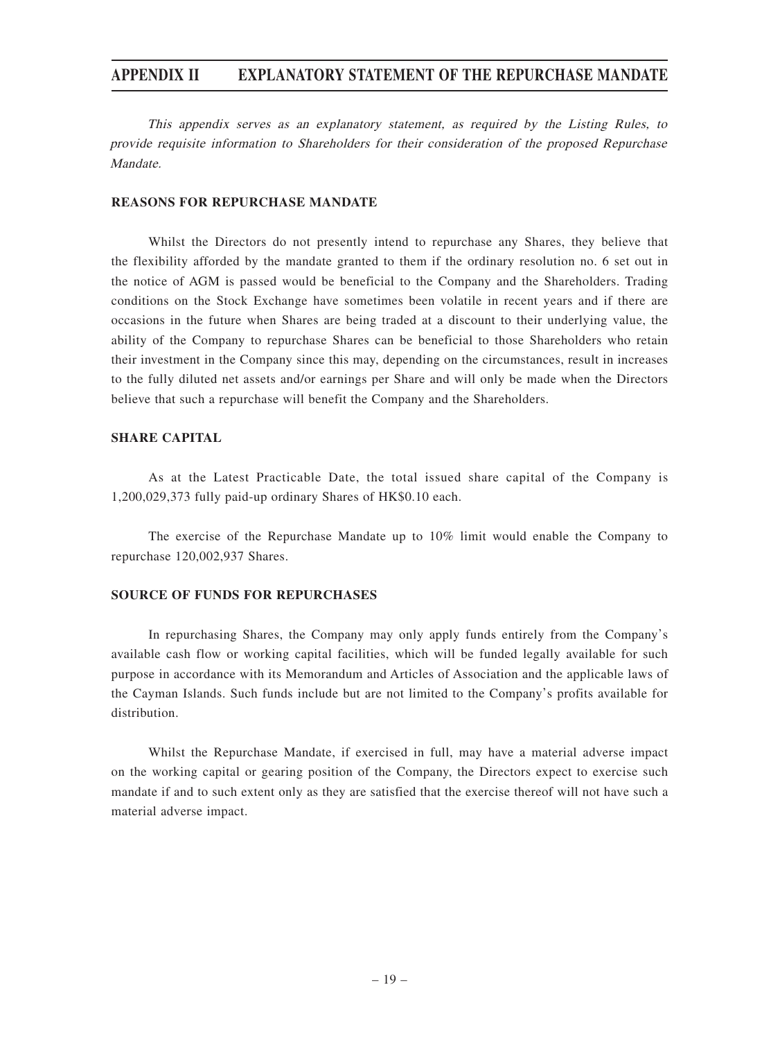# APPENDIX II EXPLANATORY STATEMENT OF THE REPURCHASE MANDATE

*This appendix serves as an explanatory statement, as required by the Listing Rules, to provide requisite information to Shareholders for their consideration of the proposed Repurchase Mandate.*

## REASONS FOR REPURCHASE MANDATE

Whilst the Directors do not presently intend to repurchase any Shares, they believe that the flexibility afforded by the mandate granted to them if the ordinary resolution no. 6 set out in the notice of AGM is passed would be beneficial to the Company and the Shareholders. Trading conditions on the Stock Exchange have sometimes been volatile in recent years and if there are occasions in the future when Shares are being traded at a discount to their underlying value, the ability of the Company to repurchase Shares can be beneficial to those Shareholders who retain their investment in the Company since this may, depending on the circumstances, result in increases to the fully diluted net assets and/or earnings per Share and will only be made when the Directors believe that such a repurchase will benefit the Company and the Shareholders.

## SHARE CAPITAL

As at the Latest Practicable Date, the total issued share capital of the Company is 1,200,029,373 fully paid-up ordinary Shares of HK$0.10 each.

The exercise of the Repurchase Mandate up to 10% limit would enable the Company to repurchase 120,002,937 Shares.

## SOURCE OF FUNDS FOR REPURCHASES

In repurchasing Shares, the Company may only apply funds entirely from the Company's available cash flow or working capital facilities, which will be funded legally available for such purpose in accordance with its Memorandum and Articles of Association and the applicable laws of the Cayman Islands. Such funds include but are not limited to the Company's profits available for distribution.

Whilst the Repurchase Mandate, if exercised in full, may have a material adverse impact on the working capital or gearing position of the Company, the Directors expect to exercise such mandate if and to such extent only as they are satisfied that the exercise thereof will not have such a material adverse impact.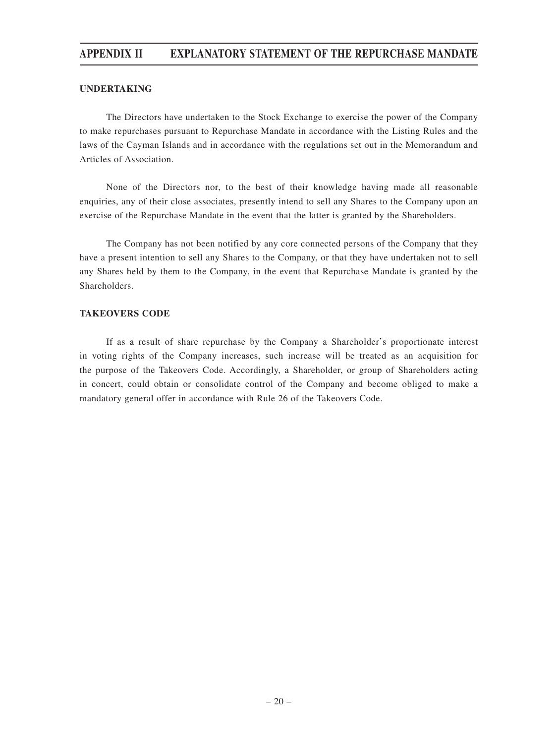## UNDERTAKING

The Directors have undertaken to the Stock Exchange to exercise the power of the Company to make repurchases pursuant to Repurchase Mandate in accordance with the Listing Rules and the laws of the Cayman Islands and in accordance with the regulations set out in the Memorandum and Articles of Association.

None of the Directors nor, to the best of their knowledge having made all reasonable enquiries, any of their close associates, presently intend to sell any Shares to the Company upon an exercise of the Repurchase Mandate in the event that the latter is granted by the Shareholders.

The Company has not been notified by any core connected persons of the Company that they have a present intention to sell any Shares to the Company, or that they have undertaken not to sell any Shares held by them to the Company, in the event that Repurchase Mandate is granted by the Shareholders.

## TAKEOVERS CODE

If as a result of share repurchase by the Company a Shareholder's proportionate interest in voting rights of the Company increases, such increase will be treated as an acquisition for the purpose of the Takeovers Code. Accordingly, a Shareholder, or group of Shareholders acting in concert, could obtain or consolidate control of the Company and become obliged to make a mandatory general offer in accordance with Rule 26 of the Takeovers Code.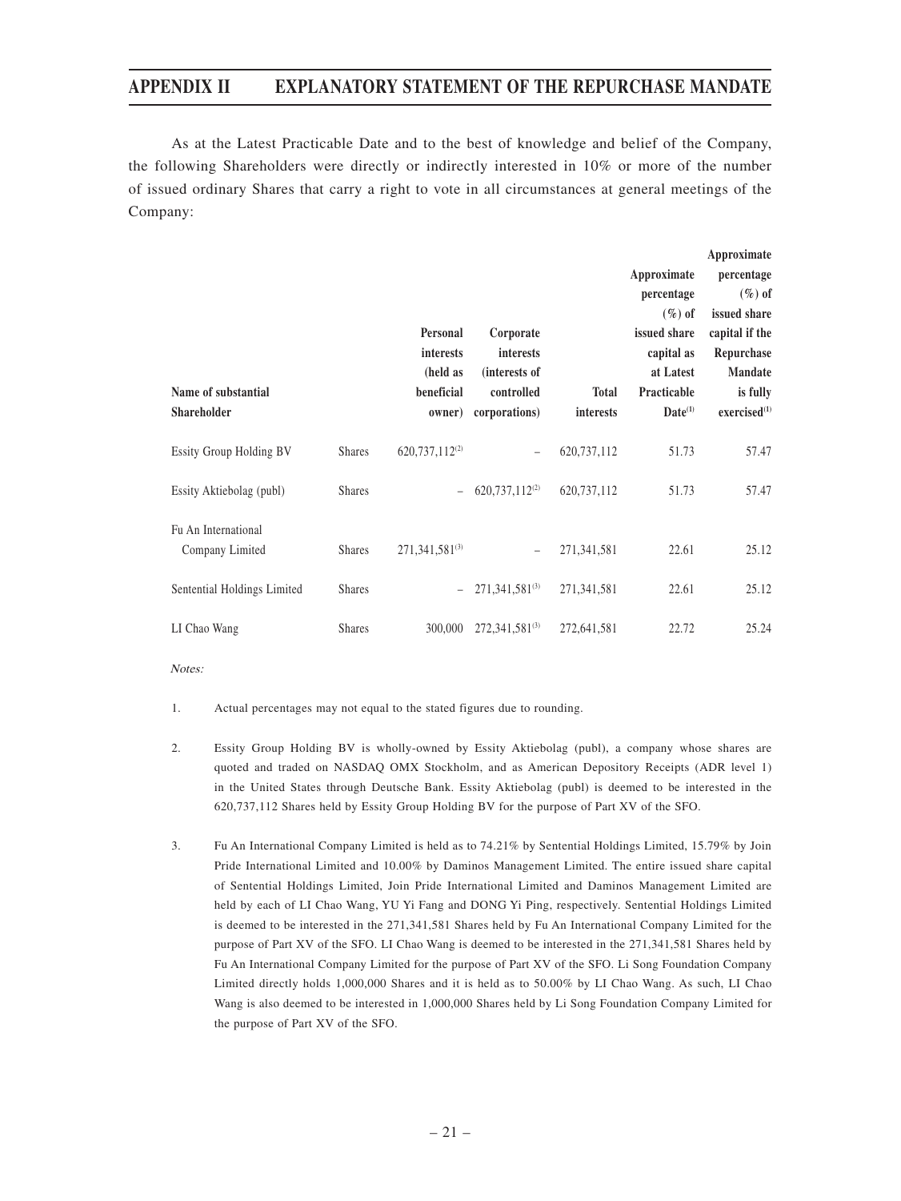As at the Latest Practicable Date and to the best of knowledge and belief of the Company, the following Shareholders were directly or indirectly interested in 10% or more of the number of issued ordinary Shares that carry a right to vote in all circumstances at general meetings of the Company:

| Name of substantial Shareholder | | Personal interests (held as beneficial owner) | Corporate interests (interests of controlled corporations) | Total interests | Approximate percentage (%) of issued share capital as at Latest Practicable Date[(1)] | Approximate percentage (%) of issued share capital if the Repurchase Mandate is fully exercised[(1)] |
|---|---|---|---|---|---|---|
| Essity Group Holding BV | Shares | 620,737,112[(2)] | – | 620,737,112 | 51.73 | 57.47 |
| Essity Aktiebolag (publ) | Shares | – | 620,737,112[(2)] | 620,737,112 | 51.73 | 57.47 |
| Fu An International Company Limited | Shares | 271,341,581[(3)] | – | 271,341,581 | 22.61 | 25.12 |
| Sentential Holdings Limited | Shares | – | 271,341,581[(3)] | 271,341,581 | 22.61 | 25.12 |
| LI Chao Wang | Shares | 300,000 | 272,341,581[(3)] | 272,641,581 | 22.72 | 25.24 |

*Notes:*

1. Actual percentages may not equal to the stated figures due to rounding.

2. Essity Group Holding BV is wholly-owned by Essity Aktiebolag (publ), a company whose shares are quoted and traded on NASDAQ OMX Stockholm, and as American Depository Receipts (ADR level 1) in the United States through Deutsche Bank. Essity Aktiebolag (publ) is deemed to be interested in the 620,737,112 Shares held by Essity Group Holding BV for the purpose of Part XV of the SFO.

3. Fu An International Company Limited is held as to 74.21% by Sentential Holdings Limited, 15.79% by Join Pride International Limited and 10.00% by Daminos Management Limited. The entire issued share capital of Sentential Holdings Limited, Join Pride International Limited and Daminos Management Limited are held by each of LI Chao Wang, YU Yi Fang and DONG Yi Ping, respectively. Sentential Holdings Limited is deemed to be interested in the 271,341,581 Shares held by Fu An International Company Limited for the purpose of Part XV of the SFO. LI Chao Wang is deemed to be interested in the 271,341,581 Shares held by Fu An International Company Limited for the purpose of Part XV of the SFO. Li Song Foundation Company Limited directly holds 1,000,000 Shares and it is held as to 50.00% by LI Chao Wang. As such, LI Chao Wang is also deemed to be interested in 1,000,000 Shares held by Li Song Foundation Company Limited for the purpose of Part XV of the SFO.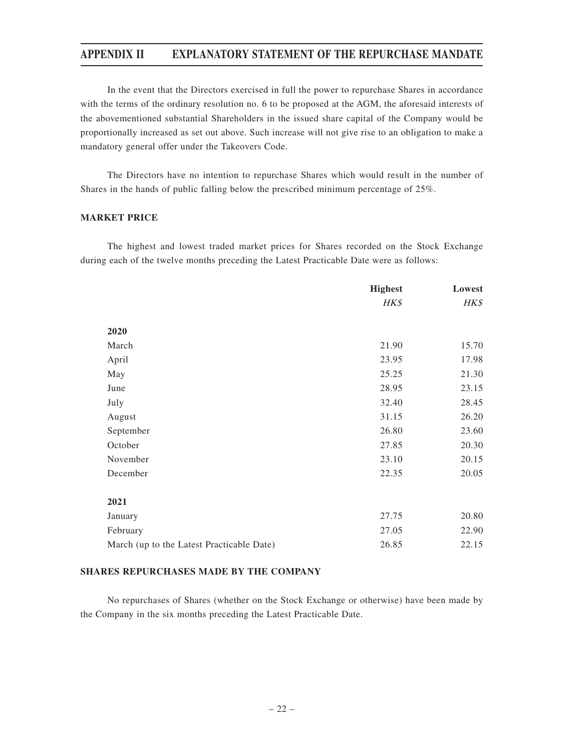In the event that the Directors exercised in full the power to repurchase Shares in accordance with the terms of the ordinary resolution no. 6 to be proposed at the AGM, the aforesaid interests of the abovementioned substantial Shareholders in the issued share capital of the Company would be proportionally increased as set out above. Such increase will not give rise to an obligation to make a mandatory general offer under the Takeovers Code.

The Directors have no intention to repurchase Shares which would result in the number of Shares in the hands of public falling below the prescribed minimum percentage of 25%.

**MARKET PRICE**

The highest and lowest traded market prices for Shares recorded on the Stock Exchange during each of the twelve months preceding the Latest Practicable Date were as follows:

| | **Highest** | **Lowest** |
|---|---|---|
| | *HK$* | *HK$* |
| **2020** | | |
| March | 21.90 | 15.70 |
| April | 23.95 | 17.98 |
| May | 25.25 | 21.30 |
| June | 28.95 | 23.15 |
| July | 32.40 | 28.45 |
| August | 31.15 | 26.20 |
| September | 26.80 | 23.60 |
| October | 27.85 | 20.30 |
| November | 23.10 | 20.15 |
| December | 22.35 | 20.05 |
| **2021** | | |
| January | 27.75 | 20.80 |
| February | 27.05 | 22.90 |
| March (up to the Latest Practicable Date) | 26.85 | 22.15 |

**SHARES REPURCHASES MADE BY THE COMPANY**

No repurchases of Shares (whether on the Stock Exchange or otherwise) have been made by the Company in the six months preceding the Latest Practicable Date.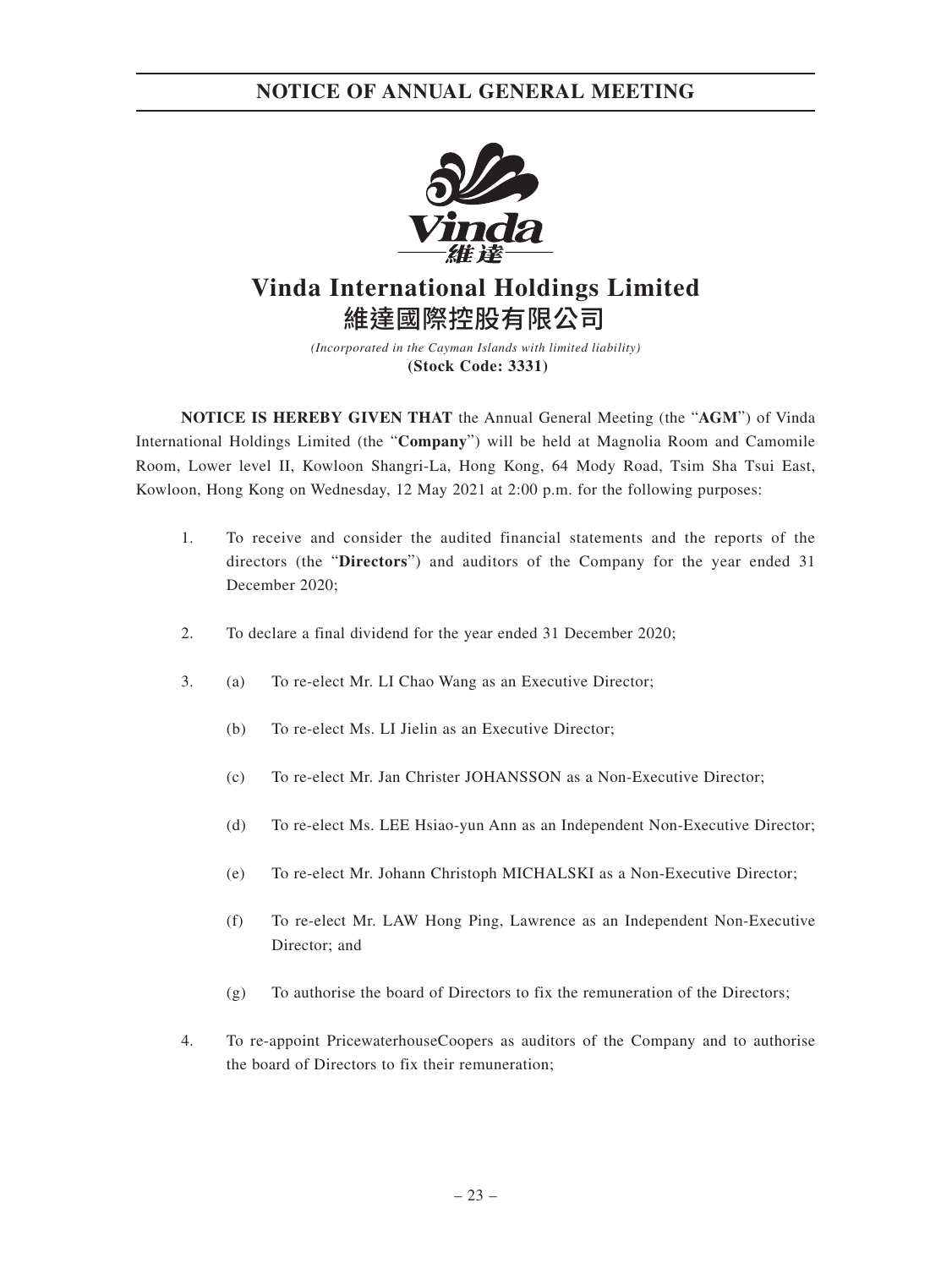# NOTICE OF ANNUAL GENERAL MEETING

# Vinda International Holdings Limited
# 維達國際控股有限公司

*(Incorporated in the Cayman Islands with limited liability)*
**(Stock Code: 3331)**

**NOTICE IS HEREBY GIVEN THAT** the Annual General Meeting (the "**AGM**") of Vinda International Holdings Limited (the "**Company**") will be held at Magnolia Room and Camomile Room, Lower level II, Kowloon Shangri-La, Hong Kong, 64 Mody Road, Tsim Sha Tsui East, Kowloon, Hong Kong on Wednesday, 12 May 2021 at 2:00 p.m. for the following purposes:

1. To receive and consider the audited financial statements and the reports of the directors (the "**Directors**") and auditors of the Company for the year ended 31 December 2020;

2. To declare a final dividend for the year ended 31 December 2020;

3. (a) To re-elect Mr. LI Chao Wang as an Executive Director;

   (b) To re-elect Ms. LI Jielin as an Executive Director;

   (c) To re-elect Mr. Jan Christer JOHANSSON as a Non-Executive Director;

   (d) To re-elect Ms. LEE Hsiao-yun Ann as an Independent Non-Executive Director;

   (e) To re-elect Mr. Johann Christoph MICHALSKI as a Non-Executive Director;

   (f) To re-elect Mr. LAW Hong Ping, Lawrence as an Independent Non-Executive Director; and

   (g) To authorise the board of Directors to fix the remuneration of the Directors;

4. To re-appoint PricewaterhouseCoopers as auditors of the Company and to authorise the board of Directors to fix their remuneration;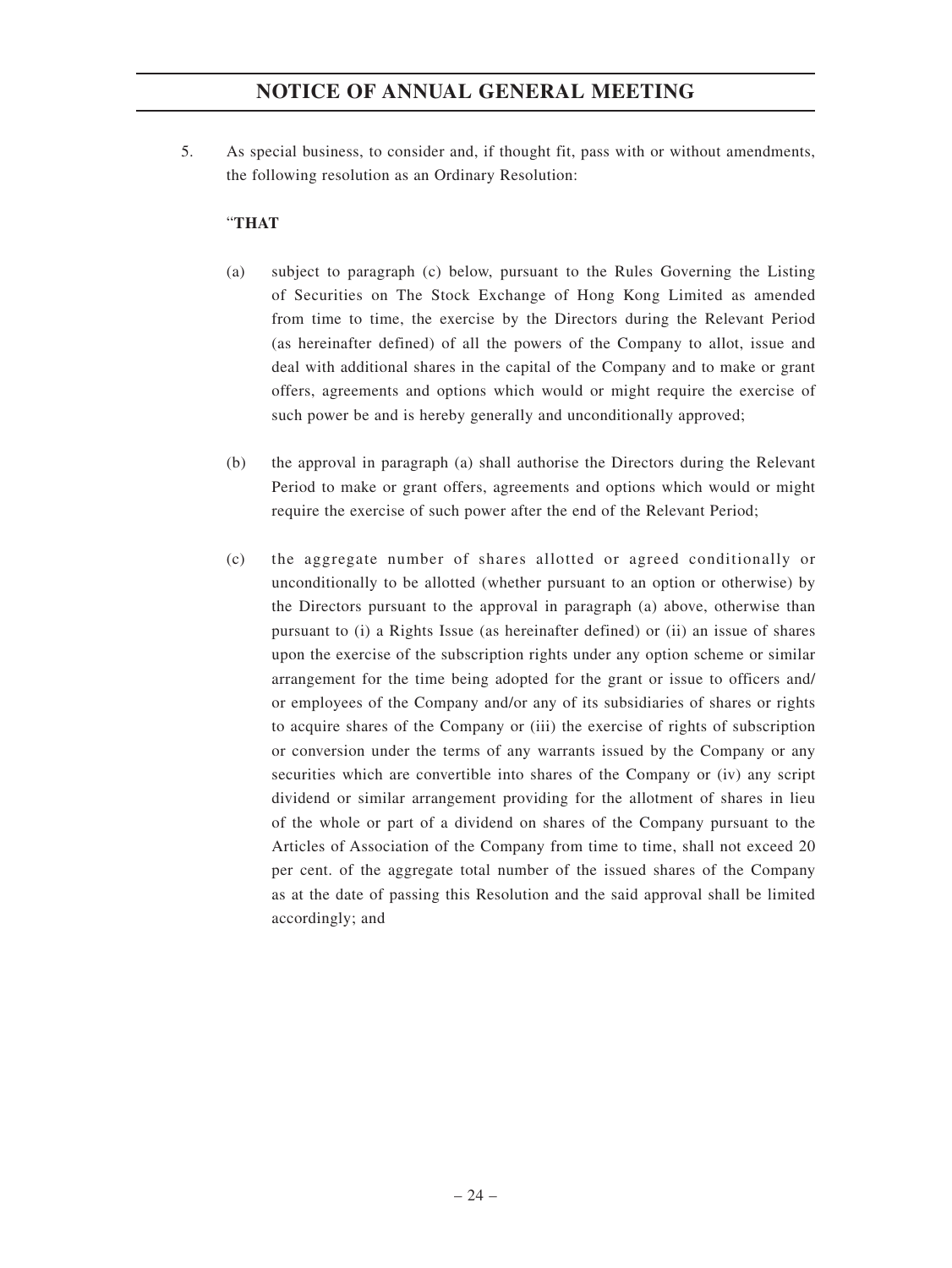5. As special business, to consider and, if thought fit, pass with or without amendments, the following resolution as an Ordinary Resolution:

"**THAT**

(a) subject to paragraph (c) below, pursuant to the Rules Governing the Listing of Securities on The Stock Exchange of Hong Kong Limited as amended from time to time, the exercise by the Directors during the Relevant Period (as hereinafter defined) of all the powers of the Company to allot, issue and deal with additional shares in the capital of the Company and to make or grant offers, agreements and options which would or might require the exercise of such power be and is hereby generally and unconditionally approved;

(b) the approval in paragraph (a) shall authorise the Directors during the Relevant Period to make or grant offers, agreements and options which would or might require the exercise of such power after the end of the Relevant Period;

(c) the aggregate number of shares allotted or agreed conditionally or unconditionally to be allotted (whether pursuant to an option or otherwise) by the Directors pursuant to the approval in paragraph (a) above, otherwise than pursuant to (i) a Rights Issue (as hereinafter defined) or (ii) an issue of shares upon the exercise of the subscription rights under any option scheme or similar arrangement for the time being adopted for the grant or issue to officers and/or employees of the Company and/or any of its subsidiaries of shares or rights to acquire shares of the Company or (iii) the exercise of rights of subscription or conversion under the terms of any warrants issued by the Company or any securities which are convertible into shares of the Company or (iv) any script dividend or similar arrangement providing for the allotment of shares in lieu of the whole or part of a dividend on shares of the Company pursuant to the Articles of Association of the Company from time to time, shall not exceed 20 per cent. of the aggregate total number of the issued shares of the Company as at the date of passing this Resolution and the said approval shall be limited accordingly; and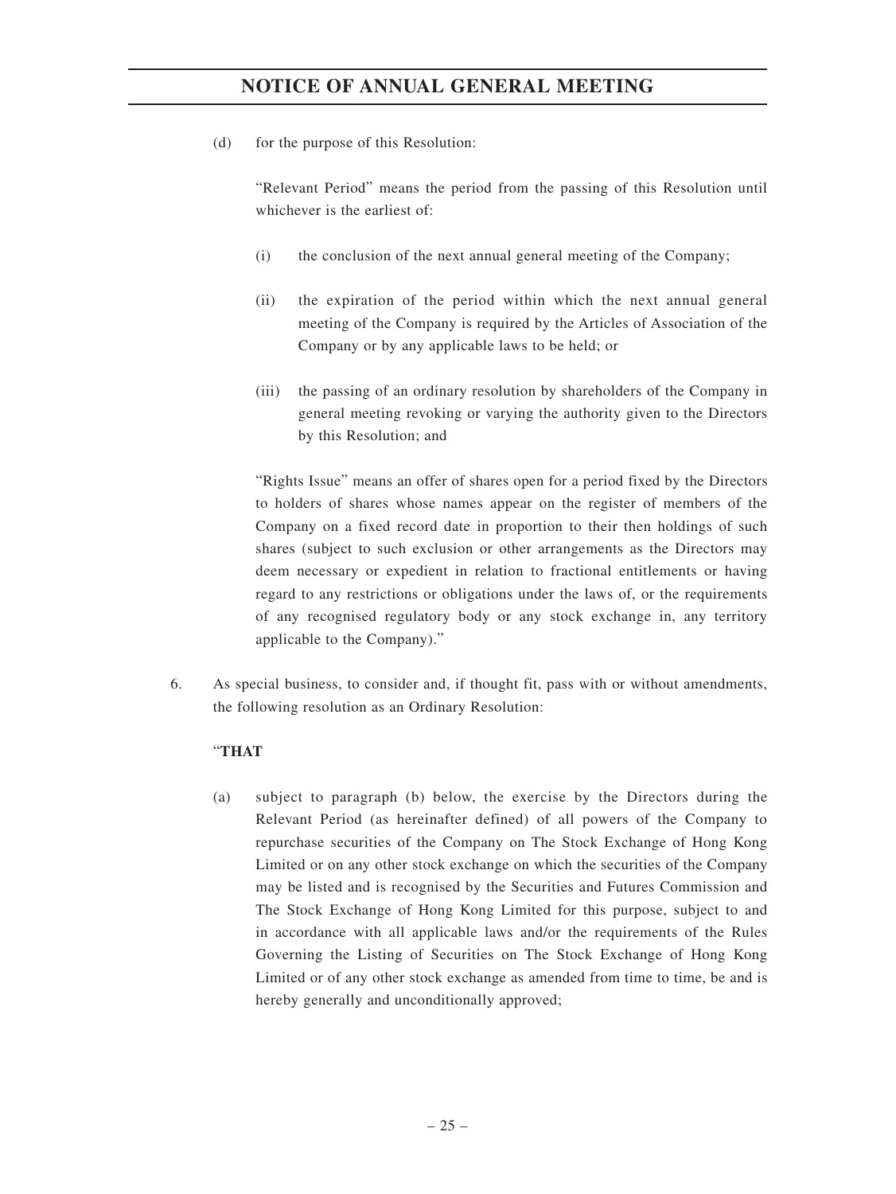(d) for the purpose of this Resolution:

"Relevant Period" means the period from the passing of this Resolution until whichever is the earliest of:

(i) the conclusion of the next annual general meeting of the Company;

(ii) the expiration of the period within which the next annual general meeting of the Company is required by the Articles of Association of the Company or by any applicable laws to be held; or

(iii) the passing of an ordinary resolution by shareholders of the Company in general meeting revoking or varying the authority given to the Directors by this Resolution; and

"Rights Issue" means an offer of shares open for a period fixed by the Directors to holders of shares whose names appear on the register of members of the Company on a fixed record date in proportion to their then holdings of such shares (subject to such exclusion or other arrangements as the Directors may deem necessary or expedient in relation to fractional entitlements or having regard to any restrictions or obligations under the laws of, or the requirements of any recognised regulatory body or any stock exchange in, any territory applicable to the Company)."

6. As special business, to consider and, if thought fit, pass with or without amendments, the following resolution as an Ordinary Resolution:

"**THAT**

(a) subject to paragraph (b) below, the exercise by the Directors during the Relevant Period (as hereinafter defined) of all powers of the Company to repurchase securities of the Company on The Stock Exchange of Hong Kong Limited or on any other stock exchange on which the securities of the Company may be listed and is recognised by the Securities and Futures Commission and The Stock Exchange of Hong Kong Limited for this purpose, subject to and in accordance with all applicable laws and/or the requirements of the Rules Governing the Listing of Securities on The Stock Exchange of Hong Kong Limited or of any other stock exchange as amended from time to time, be and is hereby generally and unconditionally approved;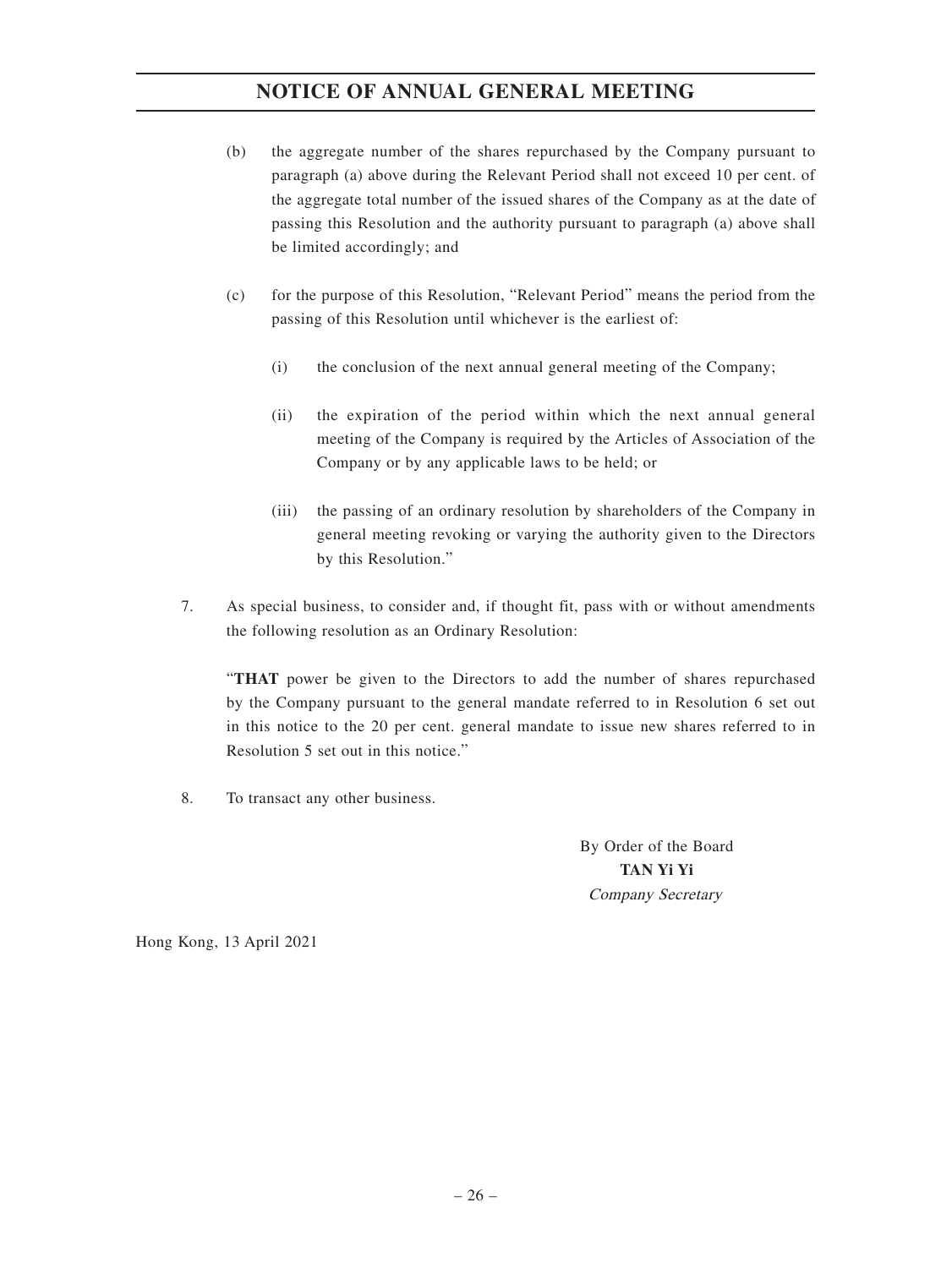(b) the aggregate number of the shares repurchased by the Company pursuant to paragraph (a) above during the Relevant Period shall not exceed 10 per cent. of the aggregate total number of the issued shares of the Company as at the date of passing this Resolution and the authority pursuant to paragraph (a) above shall be limited accordingly; and

(c) for the purpose of this Resolution, "Relevant Period" means the period from the passing of this Resolution until whichever is the earliest of:

(i) the conclusion of the next annual general meeting of the Company;

(ii) the expiration of the period within which the next annual general meeting of the Company is required by the Articles of Association of the Company or by any applicable laws to be held; or

(iii) the passing of an ordinary resolution by shareholders of the Company in general meeting revoking or varying the authority given to the Directors by this Resolution."

7. As special business, to consider and, if thought fit, pass with or without amendments the following resolution as an Ordinary Resolution:

"**THAT** power be given to the Directors to add the number of shares repurchased by the Company pursuant to the general mandate referred to in Resolution 6 set out in this notice to the 20 per cent. general mandate to issue new shares referred to in Resolution 5 set out in this notice."

8. To transact any other business.

By Order of the Board
**TAN Yi Yi**
*Company Secretary*

Hong Kong, 13 April 2021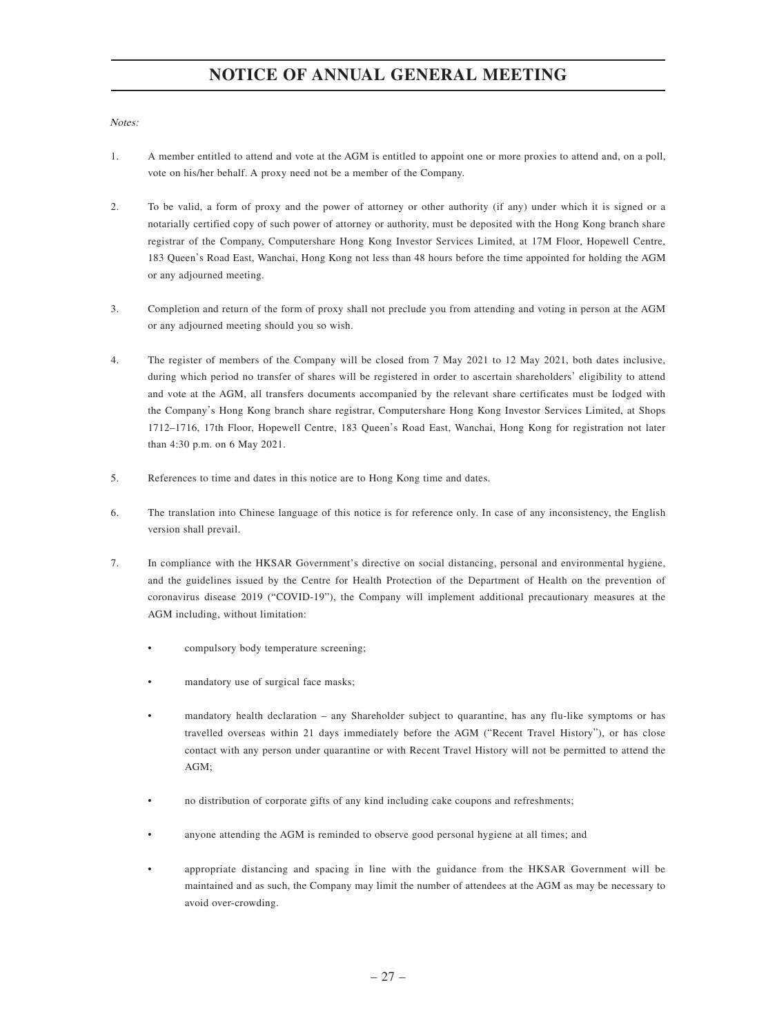# NOTICE OF ANNUAL GENERAL MEETING

*Notes:*

1. A member entitled to attend and vote at the AGM is entitled to appoint one or more proxies to attend and, on a poll, vote on his/her behalf. A proxy need not be a member of the Company.

2. To be valid, a form of proxy and the power of attorney or other authority (if any) under which it is signed or a notarially certified copy of such power of attorney or authority, must be deposited with the Hong Kong branch share registrar of the Company, Computershare Hong Kong Investor Services Limited, at 17M Floor, Hopewell Centre, 183 Queen's Road East, Wanchai, Hong Kong not less than 48 hours before the time appointed for holding the AGM or any adjourned meeting.

3. Completion and return of the form of proxy shall not preclude you from attending and voting in person at the AGM or any adjourned meeting should you so wish.

4. The register of members of the Company will be closed from 7 May 2021 to 12 May 2021, both dates inclusive, during which period no transfer of shares will be registered in order to ascertain shareholders' eligibility to attend and vote at the AGM, all transfers documents accompanied by the relevant share certificates must be lodged with the Company's Hong Kong branch share registrar, Computershare Hong Kong Investor Services Limited, at Shops 1712–1716, 17th Floor, Hopewell Centre, 183 Queen's Road East, Wanchai, Hong Kong for registration not later than 4:30 p.m. on 6 May 2021.

5. References to time and dates in this notice are to Hong Kong time and dates.

6. The translation into Chinese language of this notice is for reference only. In case of any inconsistency, the English version shall prevail.

7. In compliance with the HKSAR Government's directive on social distancing, personal and environmental hygiene, and the guidelines issued by the Centre for Health Protection of the Department of Health on the prevention of coronavirus disease 2019 ("COVID-19"), the Company will implement additional precautionary measures at the AGM including, without limitation:

   - compulsory body temperature screening;
   - mandatory use of surgical face masks;
   - mandatory health declaration – any Shareholder subject to quarantine, has any flu-like symptoms or has travelled overseas within 21 days immediately before the AGM ("Recent Travel History"), or has close contact with any person under quarantine or with Recent Travel History will not be permitted to attend the AGM;
   - no distribution of corporate gifts of any kind including cake coupons and refreshments;
   - anyone attending the AGM is reminded to observe good personal hygiene at all times; and
   - appropriate distancing and spacing in line with the guidance from the HKSAR Government will be maintained and as such, the Company may limit the number of attendees at the AGM as may be necessary to avoid over-crowding.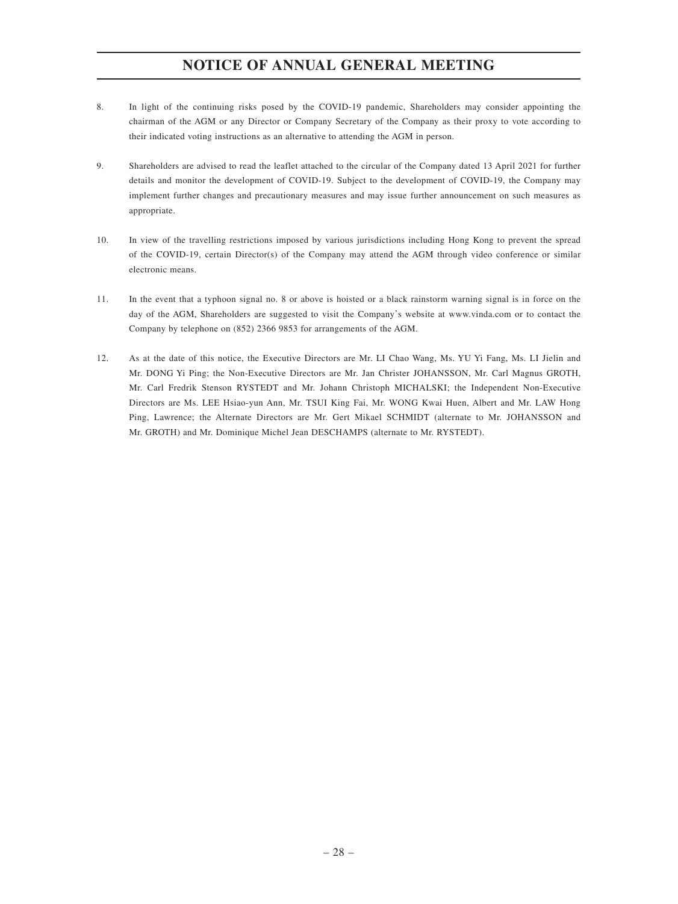# NOTICE OF ANNUAL GENERAL MEETING

8. In light of the continuing risks posed by the COVID-19 pandemic, Shareholders may consider appointing the chairman of the AGM or any Director or Company Secretary of the Company as their proxy to vote according to their indicated voting instructions as an alternative to attending the AGM in person.

9. Shareholders are advised to read the leaflet attached to the circular of the Company dated 13 April 2021 for further details and monitor the development of COVID-19. Subject to the development of COVID-19, the Company may implement further changes and precautionary measures and may issue further announcement on such measures as appropriate.

10. In view of the travelling restrictions imposed by various jurisdictions including Hong Kong to prevent the spread of the COVID-19, certain Director(s) of the Company may attend the AGM through video conference or similar electronic means.

11. In the event that a typhoon signal no. 8 or above is hoisted or a black rainstorm warning signal is in force on the day of the AGM, Shareholders are suggested to visit the Company's website at www.vinda.com or to contact the Company by telephone on (852) 2366 9853 for arrangements of the AGM.

12. As at the date of this notice, the Executive Directors are Mr. LI Chao Wang, Ms. YU Yi Fang, Ms. LI Jielin and Mr. DONG Yi Ping; the Non-Executive Directors are Mr. Jan Christer JOHANSSON, Mr. Carl Magnus GROTH, Mr. Carl Fredrik Stenson RYSTEDT and Mr. Johann Christoph MICHALSKI; the Independent Non-Executive Directors are Ms. LEE Hsiao-yun Ann, Mr. TSUI King Fai, Mr. WONG Kwai Huen, Albert and Mr. LAW Hong Ping, Lawrence; the Alternate Directors are Mr. Gert Mikael SCHMIDT (alternate to Mr. JOHANSSON and Mr. GROTH) and Mr. Dominique Michel Jean DESCHAMPS (alternate to Mr. RYSTEDT).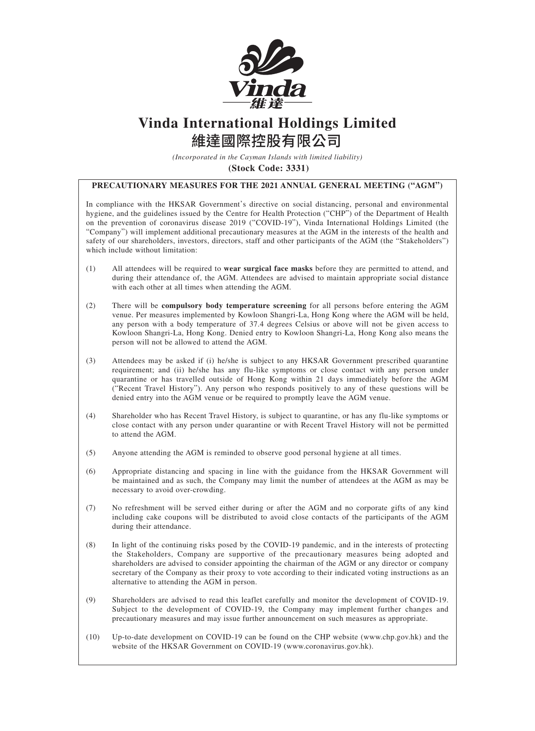# Vinda International Holdings Limited
# 維達國際控股有限公司

*(Incorporated in the Cayman Islands with limited liability)*

**(Stock Code: 3331)**

## PRECAUTIONARY MEASURES FOR THE 2021 ANNUAL GENERAL MEETING ("AGM")

In compliance with the HKSAR Government's directive on social distancing, personal and environmental hygiene, and the guidelines issued by the Centre for Health Protection ("CHP") of the Department of Health on the prevention of coronavirus disease 2019 ("COVID-19"), Vinda International Holdings Limited (the "Company") will implement additional precautionary measures at the AGM in the interests of the health and safety of our shareholders, investors, directors, staff and other participants of the AGM (the "Stakeholders") which include without limitation:

(1) All attendees will be required to **wear surgical face masks** before they are permitted to attend, and during their attendance of, the AGM. Attendees are advised to maintain appropriate social distance with each other at all times when attending the AGM.

(2) There will be **compulsory body temperature screening** for all persons before entering the AGM venue. Per measures implemented by Kowloon Shangri-La, Hong Kong where the AGM will be held, any person with a body temperature of 37.4 degrees Celsius or above will not be given access to Kowloon Shangri-La, Hong Kong. Denied entry to Kowloon Shangri-La, Hong Kong also means the person will not be allowed to attend the AGM.

(3) Attendees may be asked if (i) he/she is subject to any HKSAR Government prescribed quarantine requirement; and (ii) he/she has any flu-like symptoms or close contact with any person under quarantine or has travelled outside of Hong Kong within 21 days immediately before the AGM ("Recent Travel History"). Any person who responds positively to any of these questions will be denied entry into the AGM venue or be required to promptly leave the AGM venue.

(4) Shareholder who has Recent Travel History, is subject to quarantine, or has any flu-like symptoms or close contact with any person under quarantine or with Recent Travel History will not be permitted to attend the AGM.

(5) Anyone attending the AGM is reminded to observe good personal hygiene at all times.

(6) Appropriate distancing and spacing in line with the guidance from the HKSAR Government will be maintained and as such, the Company may limit the number of attendees at the AGM as may be necessary to avoid over-crowding.

(7) No refreshment will be served either during or after the AGM and no corporate gifts of any kind including cake coupons will be distributed to avoid close contacts of the participants of the AGM during their attendance.

(8) In light of the continuing risks posed by the COVID-19 pandemic, and in the interests of protecting the Stakeholders, Company are supportive of the precautionary measures being adopted and shareholders are advised to consider appointing the chairman of the AGM or any director or company secretary of the Company as their proxy to vote according to their indicated voting instructions as an alternative to attending the AGM in person.

(9) Shareholders are advised to read this leaflet carefully and monitor the development of COVID-19. Subject to the development of COVID-19, the Company may implement further changes and precautionary measures and may issue further announcement on such measures as appropriate.

(10) Up-to-date development on COVID-19 can be found on the CHP website (www.chp.gov.hk) and the website of the HKSAR Government on COVID-19 (www.coronavirus.gov.hk).